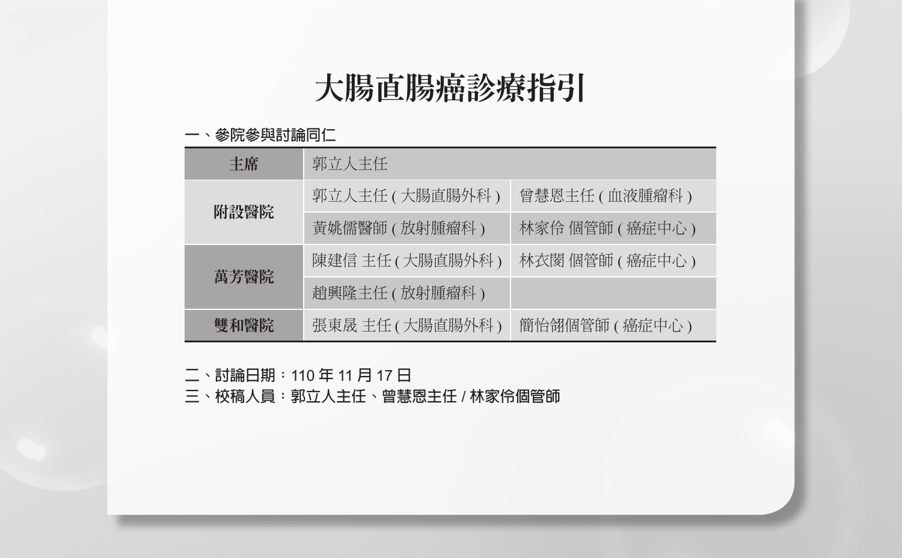# 大腸直腸癌診療指引

一、參院參與討論同仁

| 主席 | 郭立人主任 | |
|---|---|---|
| 附設醫院 | 郭立人主任 ( 大腸直腸外科 ) | 曾慧恩主任 ( 血液腫瘤科 ) |
| | 黃姚儒醫師 ( 放射腫瘤科 ) | 林家伶 個管師 ( 癌症中心 ) |
| 萬芳醫院 | 陳建信 主任 ( 大腸直腸外科 ) | 林衣閔 個管師 ( 癌症中心 ) |
| | 趙興隆主任 ( 放射腫瘤科 ) | |
| 雙和醫院 | 張東晟 主任 ( 大腸直腸外科 ) | 簡怡翎個管師 ( 癌症中心 ) |

二、討論日期：110 年 11 月 17 日

三、校稿人員：郭立人主任、曾慧恩主任 / 林家伶個管師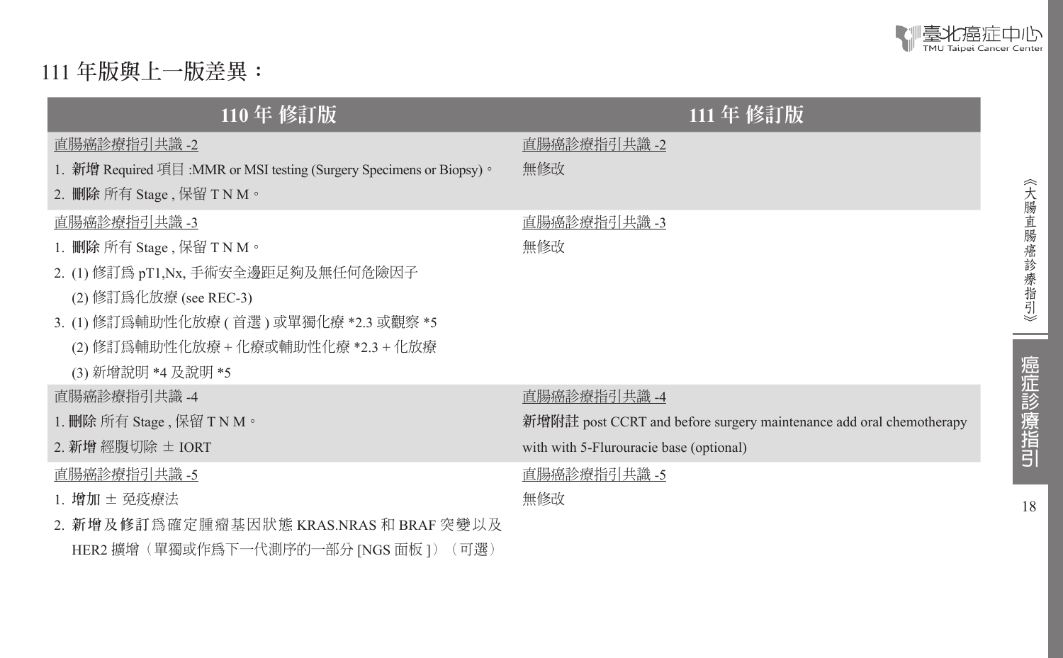## 111 年版與上一版差異：

| 110 年 修訂版 | 111 年 修訂版 |
|---|---|
| 直腸癌診療指引共識 -2<br>1. **新增** Required 項目 :MMR or MSI testing (Surgery Specimens or Biopsy)。<br>2. **刪除** 所有 Stage , 保留 T N M。 | 直腸癌診療指引共識 -2<br>無修改 |
| 直腸癌診療指引共識 -3<br>1. **刪除** 所有 Stage , 保留 T N M。<br>2. (1) 修訂為 pT1,Nx, 手術安全邊距足夠及無任何危險因子<br>(2) 修訂為化放療 (see REC-3)<br>3. (1) 修訂為輔助性化放療 ( 首選 ) 或單獨化療 *2.3 或觀察 *5<br>(2) 修訂為輔助性化放療 + 化療或輔助性化療 *2.3 + 化放療<br>(3) 新增說明 *4 及說明 *5 | 直腸癌診療指引共識 -3<br>無修改 |
| 直腸癌診療指引共識 -4<br>1. **刪除** 所有 Stage , 保留 T N M。<br>2. **新增** 經腹切除 ± IORT | 直腸癌診療指引共識 -4<br>**新增附註** post CCRT and before surgery maintenance add oral chemotherapy with with 5-Flurouracie base (optional) |
| 直腸癌診療指引共識 -5<br>1. **增加** ± 免疫療法<br>2. **新增及修訂**為確定腫瘤基因狀態 KRAS.NRAS 和 BRAF 突變以及 HER2 擴增（單獨或作為下一代測序的一部分 [NGS 面板 ]）（可選） | 直腸癌診療指引共識 -5<br>無修改 |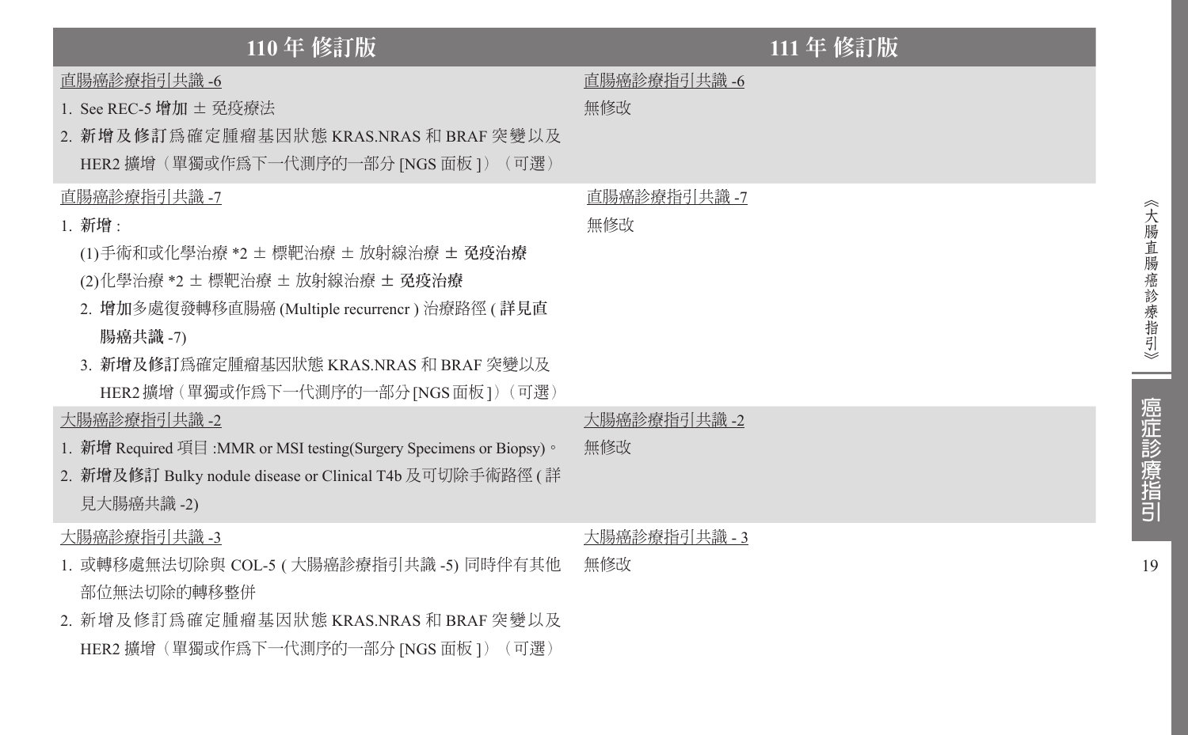| 110 年 修訂版 | 111 年 修訂版 |
| --- | --- |
| 直腸癌診療指引共識 -6<br>1. See REC-5 **增加** ± 免疫療法<br>2. **新增及修訂**爲確定腫瘤基因狀態 KRAS.NRAS 和 BRAF 突變以及 HER2 擴增（單獨或作爲下一代測序的一部分 [NGS 面板 ]）（可選） | 直腸癌診療指引共識 -6<br>無修改 |
| 直腸癌診療指引共識 -7<br>1. **新增**：<br>(1)手術和或化學治療 *2 ± 標靶治療 ± 放射線治療 ± **免疫治療**<br>(2)化學治療 *2 ± 標靶治療 ± 放射線治療 ± **免疫治療**<br>2. **增加**多處復發轉移直腸癌 (Multiple recurrencr ) 治療路徑 ( **詳見直腸癌共識** -7)<br>3. **新增及修訂**爲確定腫瘤基因狀態 KRAS.NRAS 和 BRAF 突變以及 HER2 擴增（單獨或作爲下一代測序的一部分 [NGS 面板 ]）（可選） | 直腸癌診療指引共識 -7<br>無修改 |
| 大腸癌診療指引共識 -2<br>1. **新增** Required 項目 :MMR or MSI testing(Surgery Specimens or Biopsy)。<br>2. **新增及修訂** Bulky nodule disease or Clinical T4b 及可切除手術路徑 ( 詳見大腸癌共識 -2) | 大腸癌診療指引共識 -2<br>無修改 |
| 大腸癌診療指引共識 -3<br>1. 或轉移處無法切除與 COL-5 ( 大腸癌診療指引共識 -5) 同時伴有其他部位無法切除的轉移整併<br>2. 新增及修訂爲確定腫瘤基因狀態 KRAS.NRAS 和 BRAF 突變以及 HER2 擴增（單獨或作爲下一代測序的一部分 [NGS 面板 ]）（可選） | 大腸癌診療指引共識 - 3<br>無修改 |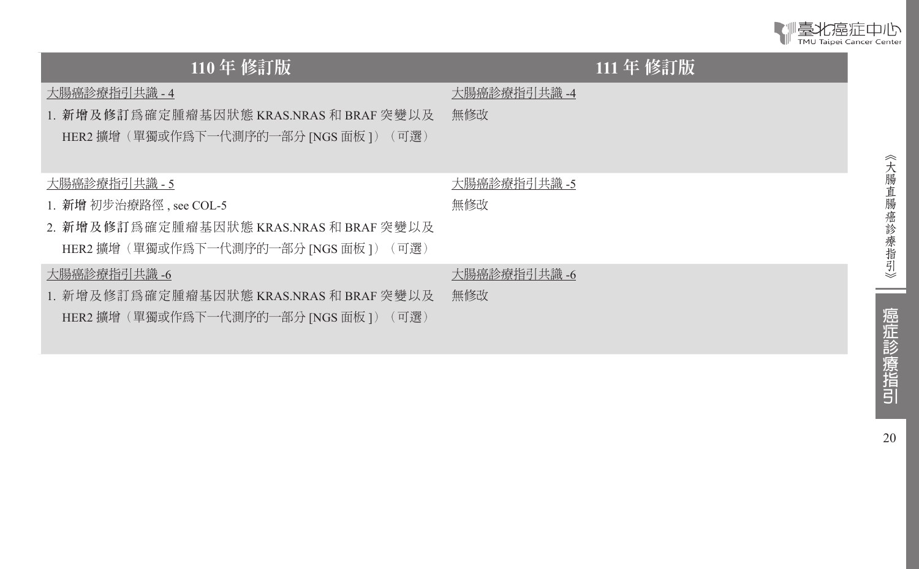| 110 年 修訂版 | 111 年 修訂版 |
|---|---|
| <u>大腸癌診療指引共識 - 4</u><br>1. **新增及修訂**爲確定腫瘤基因狀態 KRAS.NRAS 和 BRAF 突變以及 HER2 擴增（單獨或作爲下一代測序的一部分 [NGS 面板 ]）（可選） | <u>大腸癌診療指引共識 -4</u><br>無修改 |
| <u>大腸癌診療指引共識 - 5</u><br>1. **新增** 初步治療路徑 , see COL-5<br>2. **新增及修訂**爲確定腫瘤基因狀態 KRAS.NRAS 和 BRAF 突變以及 HER2 擴增（單獨或作爲下一代測序的一部分 [NGS 面板 ]）（可選） | <u>大腸癌診療指引共識 -5</u><br>無修改 |
| <u>大腸癌診療指引共識 -6</u><br>1. 新增及修訂爲確定腫瘤基因狀態 KRAS.NRAS 和 BRAF 突變以及 HER2 擴增（單獨或作爲下一代測序的一部分 [NGS 面板 ]）（可選） | <u>大腸癌診療指引共識 -6</u><br>無修改 |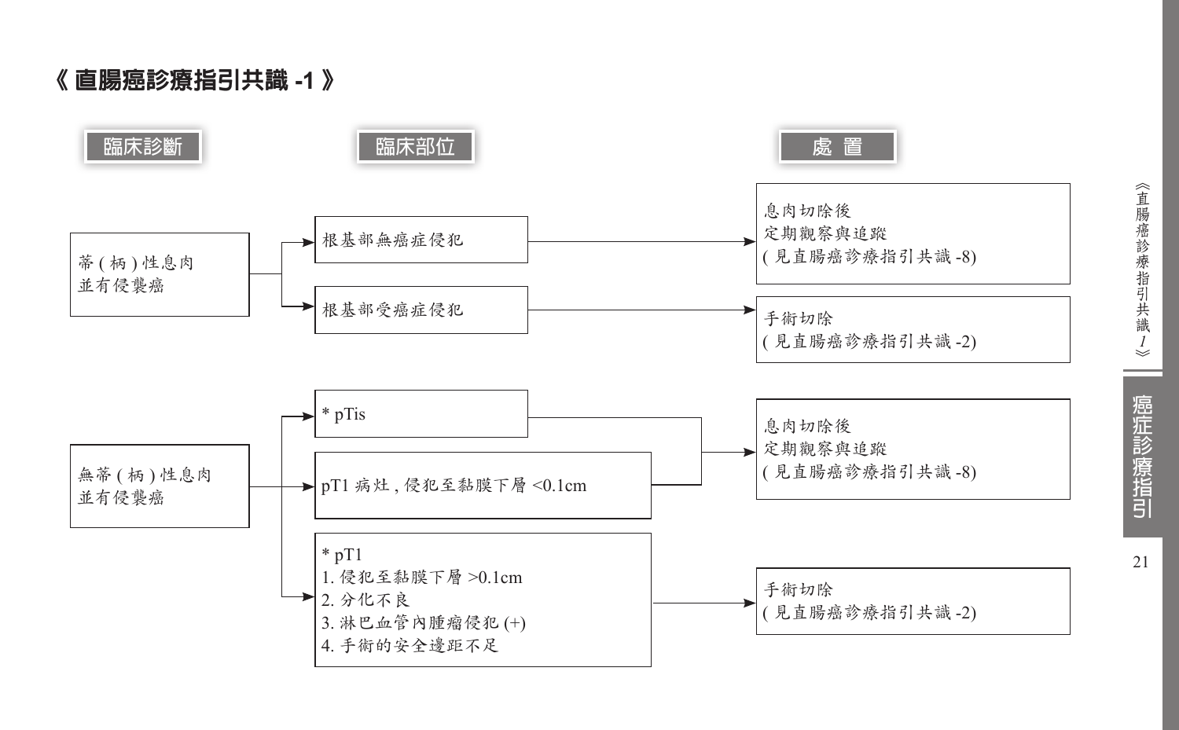# 《直腸癌診療指引共識 -1》

| 臨床診斷 | 臨床部位 | 處置 |
| --- | --- | --- |
| 蒂 ( 柄 ) 性息肉並有侵襲癌 | 根基部無癌症侵犯 | 息肉切除後定期觀察與追蹤 ( 見直腸癌診療指引共識 -8) |
| | 根基部受癌症侵犯 | 手術切除 ( 見直腸癌診療指引共識 -2) |
| 無蒂 ( 柄 ) 性息肉並有侵襲癌 | * pTis | 息肉切除後定期觀察與追蹤 ( 見直腸癌診療指引共識 -8) |
| | pT1 病灶 , 侵犯至黏膜下層 <0.1cm | 息肉切除後定期觀察與追蹤 ( 見直腸癌診療指引共識 -8) |
| | * pT1<br>1. 侵犯至黏膜下層 >0.1cm<br>2. 分化不良<br>3. 淋巴血管內腫瘤侵犯 (+)<br>4. 手術的安全邊距不足 | 手術切除 ( 見直腸癌診療指引共識 -2) |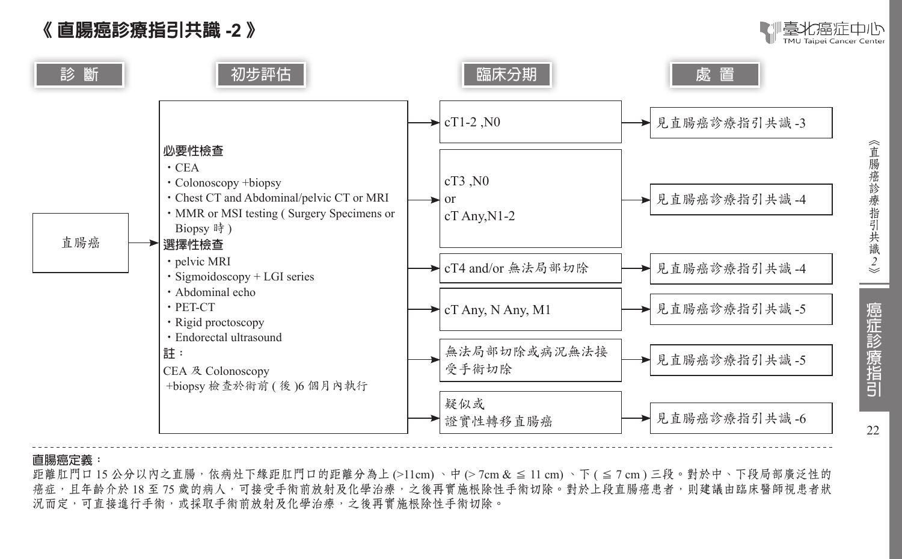# 《 直腸癌診療指引共識 -2 》

**診 斷** → **初步評估** → **臨床分期** → **處 置**

**診斷：** 直腸癌

**初步評估：**

**必要性檢查**
- ・CEA
- ・Colonoscopy +biopsy
- ・Chest CT and Abdominal/pelvic CT or MRI
- ・MMR or MSI testing ( Surgery Specimens or Biopsy 時 )

**選擇性檢查**
- ・pelvic MRI
- ・Sigmoidoscopy + LGI series
- ・Abdominal echo
- ・PET-CT
- ・Rigid proctoscopy
- ・Endorectal ultrasound

**註：**
CEA 及 Colonoscopy
+biopsy 檢查於術前 ( 後 )6 個月內執行

| 臨床分期 | 處 置 |
| --- | --- |
| cT1-2 ,N0 | 見直腸癌診療指引共識 -3 |
| cT3 ,N0 or cT Any,N1-2 | 見直腸癌診療指引共識 -4 |
| cT4 and/or 無法局部切除 | 見直腸癌診療指引共識 -4 |
| cT Any, N Any, M1 | 見直腸癌診療指引共識 -5 |
| 無法局部切除或病況無法接受手術切除 | 見直腸癌診療指引共識 -5 |
| 疑似或證實性轉移直腸癌 | 見直腸癌診療指引共識 -6 |

**直腸癌定義：**
距離肛門口 15 公分以內之直腸，依病灶下緣距肛門口的距離分為上 (>11cm) 、中 (> 7cm & ≦ 11 cm) 、下 ( ≦ 7 cm ) 三段。對於中、下段局部廣泛性的癌症，且年齡介於 18 至 75 歲的病人，可接受手術前放射及化學治療，之後再實施根除性手術切除。對於上段直腸癌患者，則建議由臨床醫師視患者狀況而定，可直接進行手術，或採取手術前放射及化學治療，之後再實施根除性手術切除。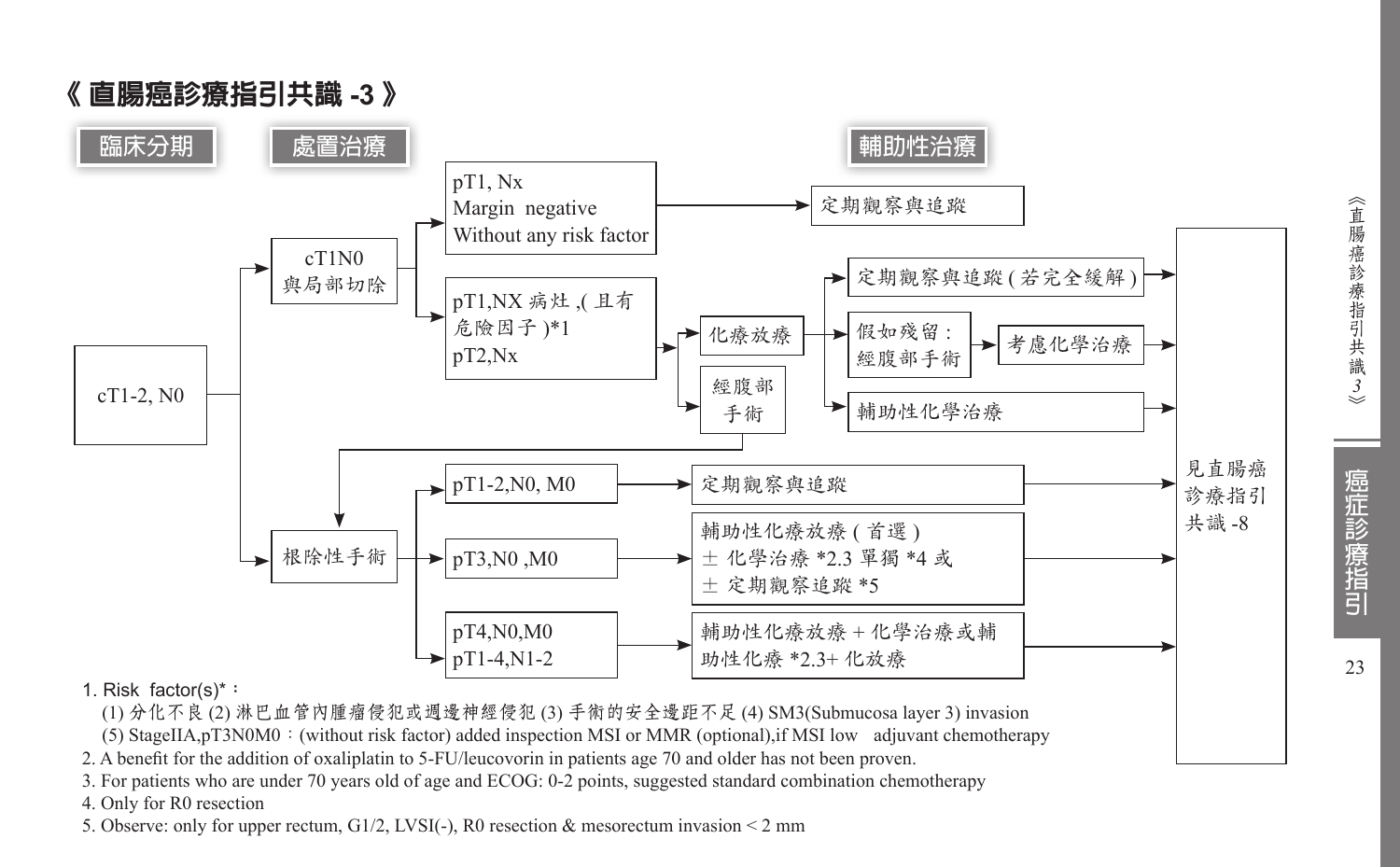# 《直腸癌診療指引共識 -3》

**臨床分期** → **處置治療** → **輔助性治療**

- cT1-2, N0
  - cT1N0 與局部切除
    - pT1, Nx / Margin negative / Without any risk factor → 定期觀察與追蹤
    - pT1,NX 病灶 ,( 且有危險因子 )*1 / pT2,Nx
      - 化療放療
        - 定期觀察與追蹤 ( 若完全緩解 ) → 見直腸癌診療指引共識 -8
        - 假如殘留：經腹部手術 → 考慮化學治療 → 見直腸癌診療指引共識 -8
        - 輔助性化學治療 → 見直腸癌診療指引共識 -8
      - 經腹部手術 → 根除性手術
  - 根除性手術
    - pT1-2,N0, M0 → 定期觀察與追蹤 → 見直腸癌診療指引共識 -8
    - pT3,N0 ,M0 → 輔助性化療放療 ( 首選 ) ± 化學治療 *2.3 單獨 *4 或 ± 定期觀察追蹤 *5 → 見直腸癌診療指引共識 -8
    - pT4,N0,M0 / pT1-4,N1-2 → 輔助性化療放療 + 化學治療或輔助性化療 *2.3+ 化放療 → 見直腸癌診療指引共識 -8

1. Risk factor(s)*：
   (1) 分化不良 (2) 淋巴血管內腫瘤侵犯或週邊神經侵犯 (3) 手術的安全邊距不足 (4) SM3(Submucosa layer 3) invasion
   (5) StageIIA,pT3N0M0：(without risk factor) added inspection MSI or MMR (optional),if MSI low adjuvant chemotherapy
2. A benefit for the addition of oxaliplatin to 5-FU/leucovorin in patients age 70 and older has not been proven.
3. For patients who are under 70 years old of age and ECOG: 0-2 points, suggested standard combination chemotherapy
4. Only for R0 resection
5. Observe: only for upper rectum, G1/2, LVSI(-), R0 resection & mesorectum invasion < 2 mm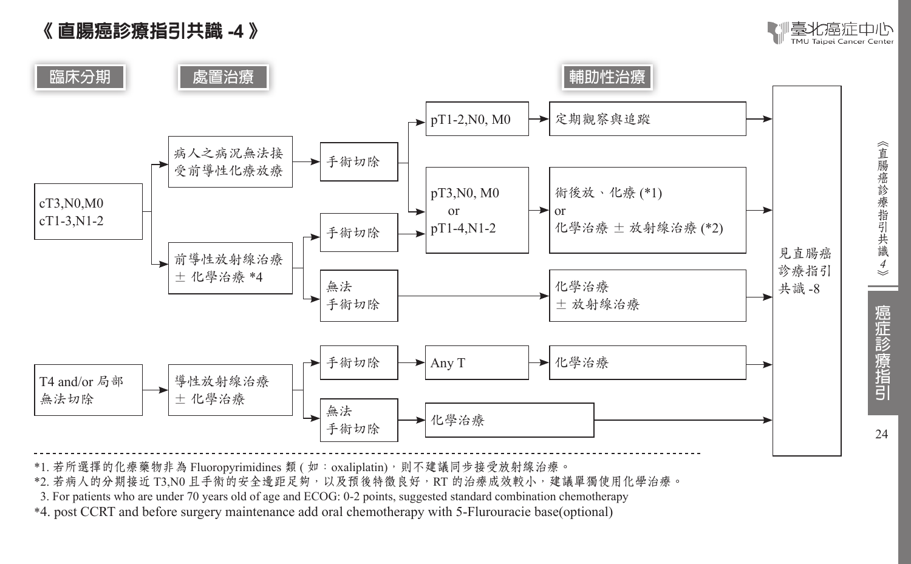# 《 直腸癌診療指引共識 -4 》

**臨床分期** → **處置治療** → **輔助性治療**

- cT3,N0,M0 / cT1-3,N1-2
  - 病人之病況無法接受前導性化療放療 → 手術切除
    - pT1-2,N0, M0 → 定期觀察與追蹤 → 見直腸癌診療指引共識 -8
    - pT3,N0, M0 or pT1-4,N1-2 → 術後放、化療 (*1) or 化學治療 ± 放射線治療 (*2) → 見直腸癌診療指引共識 -8
  - 前導性放射線治療 ± 化學治療 *4
    - 手術切除 → pT3,N0, M0 or pT1-4,N1-2 → 術後放、化療 (*1) or 化學治療 ± 放射線治療 (*2) → 見直腸癌診療指引共識 -8
    - 無法手術切除 → 化學治療 ± 放射線治療 → 見直腸癌診療指引共識 -8
- T4 and/or 局部無法切除
  - 導性放射線治療 ± 化學治療
    - 手術切除 → Any T → 化學治療 → 見直腸癌診療指引共識 -8
    - 無法手術切除 → 化學治療 → 見直腸癌診療指引共識 -8

---

*1. 若所選擇的化療藥物非為 Fluoropyrimidines 類 ( 如：oxaliplatin)，則不建議同步接受放射線治療。

*2. 若病人的分期接近 T3,N0 且手術的安全邊距足夠，以及預後特徵良好，RT 的治療成效較小，建議單獨使用化學治療。

3. For patients who are under 70 years old of age and ECOG: 0-2 points, suggested standard combination chemotherapy

*4. post CCRT and before surgery maintenance add oral chemotherapy with 5-Flurouracie base(optional)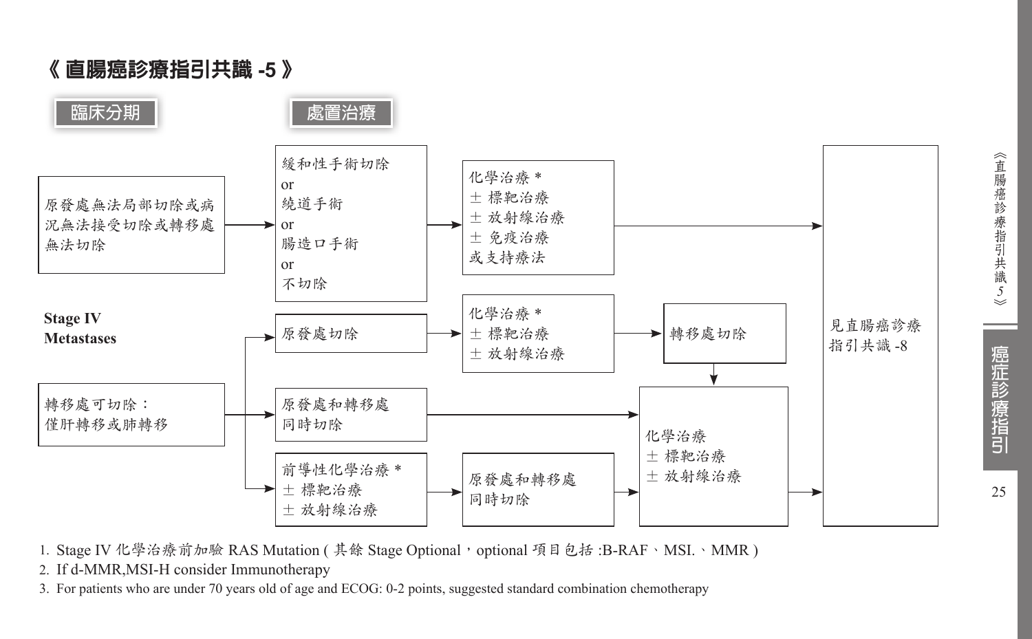# 《 直腸癌診療指引共識 -5 》

**臨床分期** → **處置治療**

**Stage IV Metastases**

- 原發處無法局部切除或病況無法接受切除或轉移處無法切除
  → 緩和性手術切除 or 繞道手術 or 腸造口手術 or 不切除
  → 化學治療 * ± 標靶治療 ± 放射線治療 ± 免疫治療 或支持療法
  → 見直腸癌診療指引共識 -8

- 轉移處可切除：僅肝轉移或肺轉移
  - → 原發處切除 → 化學治療 * ± 標靶治療 ± 放射線治療 → 轉移處切除 → 化學治療 ± 標靶治療 ± 放射線治療 → 見直腸癌診療指引共識 -8
  - → 原發處和轉移處同時切除 → 化學治療 ± 標靶治療 ± 放射線治療 → 見直腸癌診療指引共識 -8
  - → 前導性化學治療 * ± 標靶治療 ± 放射線治療 → 原發處和轉移處同時切除 → 化學治療 ± 標靶治療 ± 放射線治療 → 見直腸癌診療指引共識 -8

1. Stage IV 化學治療前加驗 RAS Mutation ( 其餘 Stage Optional，optional 項目包括 :B-RAF、MSI.、MMR )
2. If d-MMR,MSI-H consider Immunotherapy
3. For patients who are under 70 years old of age and ECOG: 0-2 points, suggested standard combination chemotherapy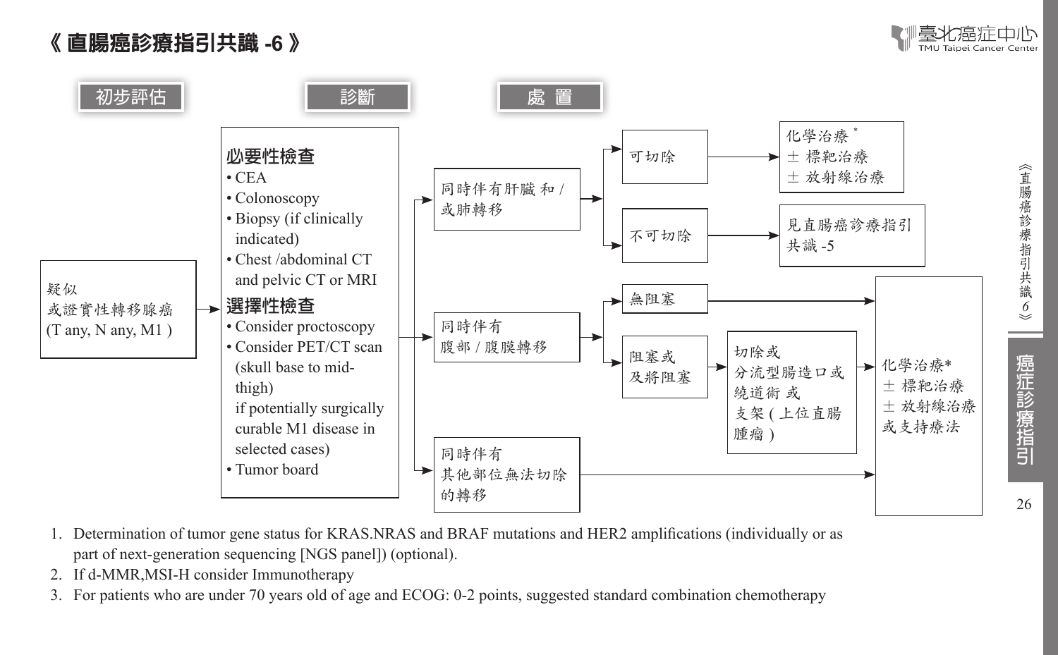# 《 直腸癌診療指引共識 -6 》

**初步評估** | **診斷** | **處 置**

**初步評估**

疑似
或證實性轉移腺癌
(T any, N any, M1 )

**診斷**

**必要性檢查**

- CEA
- Colonoscopy
- Biopsy (if clinically indicated)
- Chest /abdominal CT and pelvic CT or MRI

**選擇性檢查**

- Consider proctoscopy
- Consider PET/CT scan (skull base to mid-thigh) if potentially surgically curable M1 disease in selected cases)
- Tumor board

**處置**

- 同時伴有肝臟 和 / 或肺轉移
  - 可切除 → 化學治療 * ± 標靶治療 ± 放射線治療
  - 不可切除 → 見直腸癌診療指引共識 -5
- 同時伴有腹部 / 腹膜轉移
  - 無阻塞 → 化學治療* ± 標靶治療 ± 放射線治療 或支持療法
  - 阻塞或及將阻塞 → 切除或分流型腸造口或繞道術 或支架 ( 上位直腸腫瘤 ) → 化學治療* ± 標靶治療 ± 放射線治療 或支持療法
- 同時伴有其他部位無法切除的轉移 → 化學治療* ± 標靶治療 ± 放射線治療 或支持療法

1. Determination of tumor gene status for KRAS.NRAS and BRAF mutations and HER2 amplifications (individually or as part of next-generation sequencing [NGS panel]) (optional).
2. If d-MMR,MSI-H consider Immunotherapy
3. For patients who are under 70 years old of age and ECOG: 0-2 points, suggested standard combination chemotherapy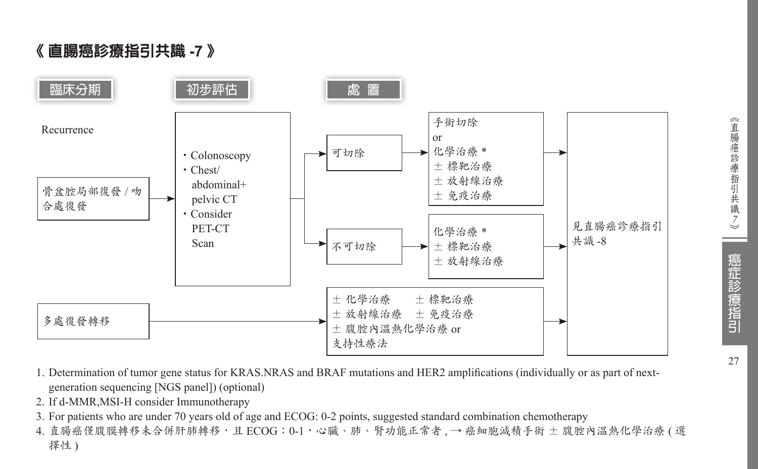## 《 直腸癌診療指引共識 -7 》

**臨床分期** → **初步評估** → **處 置**

Recurrence

**骨盆腔局部復發 / 吻合處復發**

→ 初步評估：
- Colonoscopy
- Chest/abdominal+pelvic CT
- Consider PET-CT Scan

→ 可切除 → 手術切除 or 化學治療 * ± 標靶治療 ± 放射線治療 ± 免疫治療 → 見直腸癌診療指引共識 -8

→ 不可切除 → 化學治療 * ± 標靶治療 ± 放射線治療 → 見直腸癌診療指引共識 -8

**多處復發轉移**

→ ± 化學治療 ± 標靶治療 ± 放射線治療 ± 免疫治療 ± 腹腔內溫熱化學治療 or 支持性療法 → 見直腸癌診療指引共識 -8

1. Determination of tumor gene status for KRAS.NRAS and BRAF mutations and HER2 amplifications (individually or as part of next-generation sequencing [NGS panel]) (optional)
2. If d-MMR,MSI-H consider Immunotherapy
3. For patients who are under 70 years old of age and ECOG: 0-2 points, suggested standard combination chemotherapy
4. 直腸癌僅腹膜轉移未合併肝肺轉移，且 ECOG：0-1，心臟、肺、腎功能正常者 , → 癌細胞減積手術 ± 腹腔內溫熱化學治療 ( 選擇性 )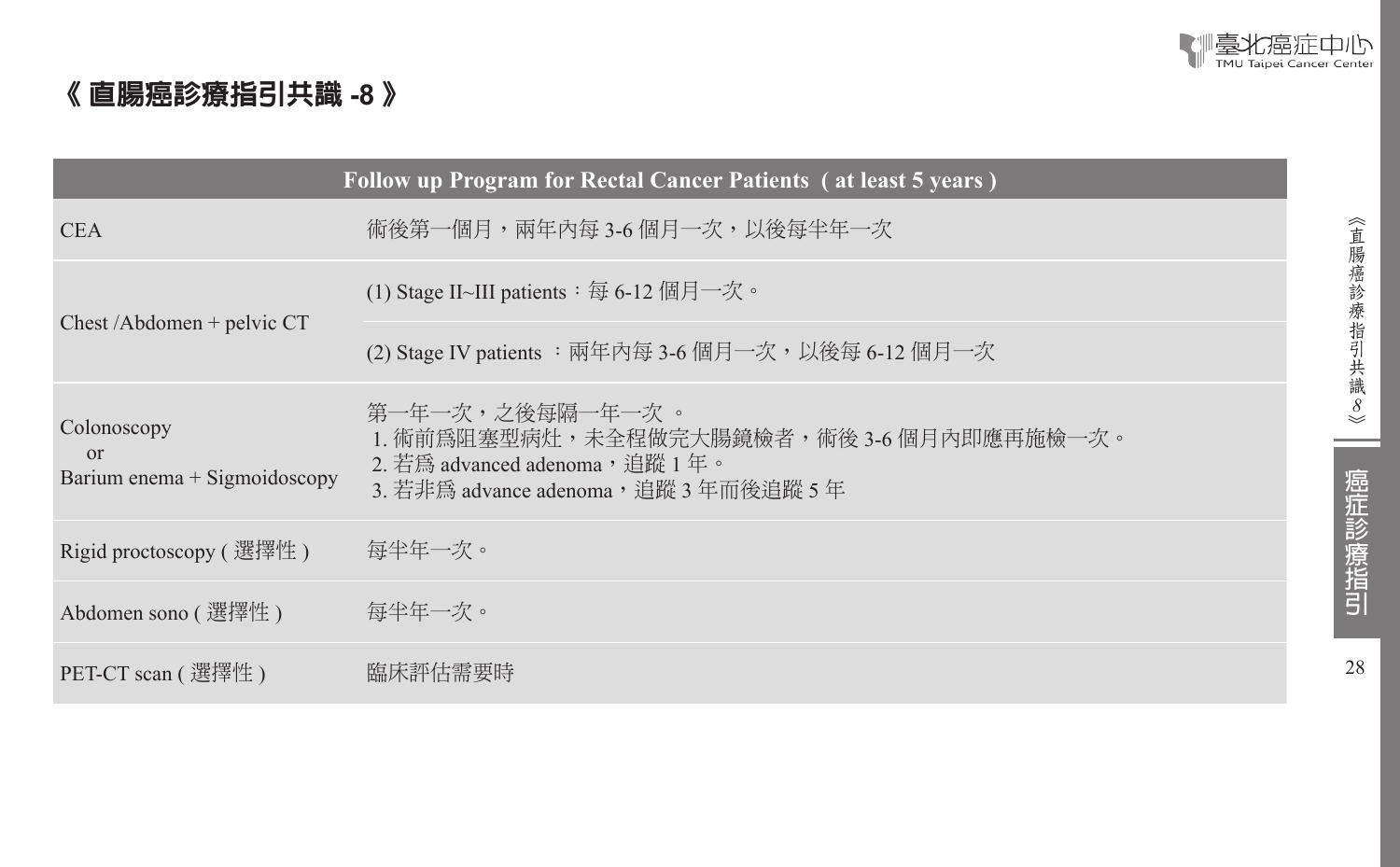# 《 直腸癌診療指引共識 -8 》

| Follow up Program for Rectal Cancer Patients ( at least 5 years ) | |
|---|---|
| CEA | 術後第一個月，兩年內每 3-6 個月一次，以後每半年一次 |
| Chest /Abdomen + pelvic CT | (1) Stage II~III patients：每 6-12 個月一次。 |
| | (2) Stage IV patients ：兩年內每 3-6 個月一次，以後每 6-12 個月一次 |
| Colonoscopy or Barium enema + Sigmoidoscopy | 第一年一次，之後每隔一年一次 。<br>1. 術前為阻塞型病灶，未全程做完大腸鏡檢者，術後 3-6 個月內即應再施檢一次。<br>2. 若為 advanced adenoma，追蹤 1 年。<br>3. 若非為 advance adenoma，追蹤 3 年而後追蹤 5 年 |
| Rigid proctoscopy ( 選擇性 ) | 每半年一次。 |
| Abdomen sono ( 選擇性 ) | 每半年一次。 |
| PET-CT scan ( 選擇性 ) | 臨床評估需要時 |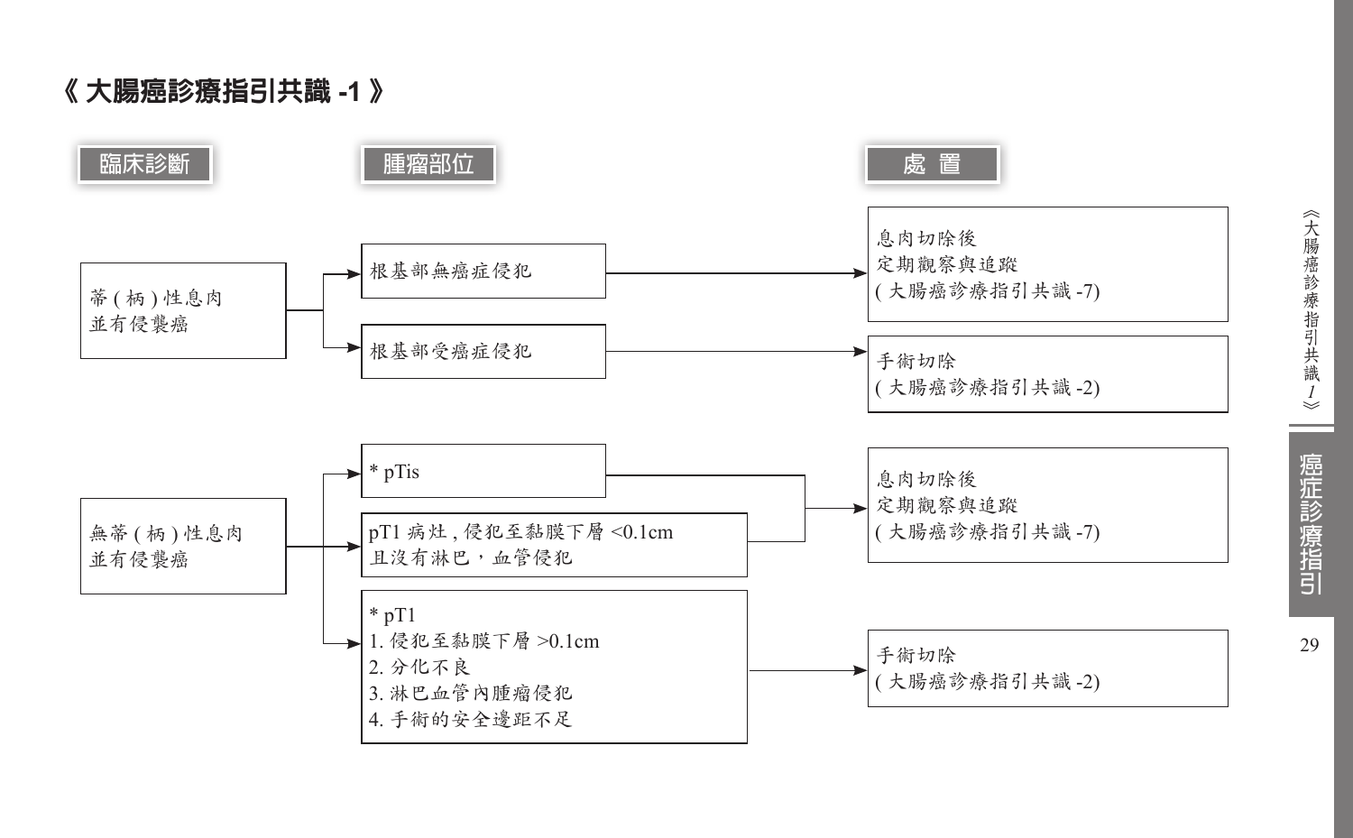# 《 大腸癌診療指引共識 -1 》

| 臨床診斷 | 腫瘤部位 | 處 置 |
| --- | --- | --- |
| 蒂 ( 柄 ) 性息肉並有侵襲癌 | 根基部無癌症侵犯 | 息肉切除後定期觀察與追蹤 ( 大腸癌診療指引共識 -7) |
| | 根基部受癌症侵犯 | 手術切除 ( 大腸癌診療指引共識 -2) |
| 無蒂 ( 柄 ) 性息肉並有侵襲癌 | * pTis | 息肉切除後定期觀察與追蹤 ( 大腸癌診療指引共識 -7) |
| | pT1 病灶 , 侵犯至黏膜下層 <0.1cm 且沒有淋巴，血管侵犯 | 息肉切除後定期觀察與追蹤 ( 大腸癌診療指引共識 -7) |
| | * pT1<br>1. 侵犯至黏膜下層 >0.1cm<br>2. 分化不良<br>3. 淋巴血管內腫瘤侵犯<br>4. 手術的安全邊距不足 | 手術切除 ( 大腸癌診療指引共識 -2) |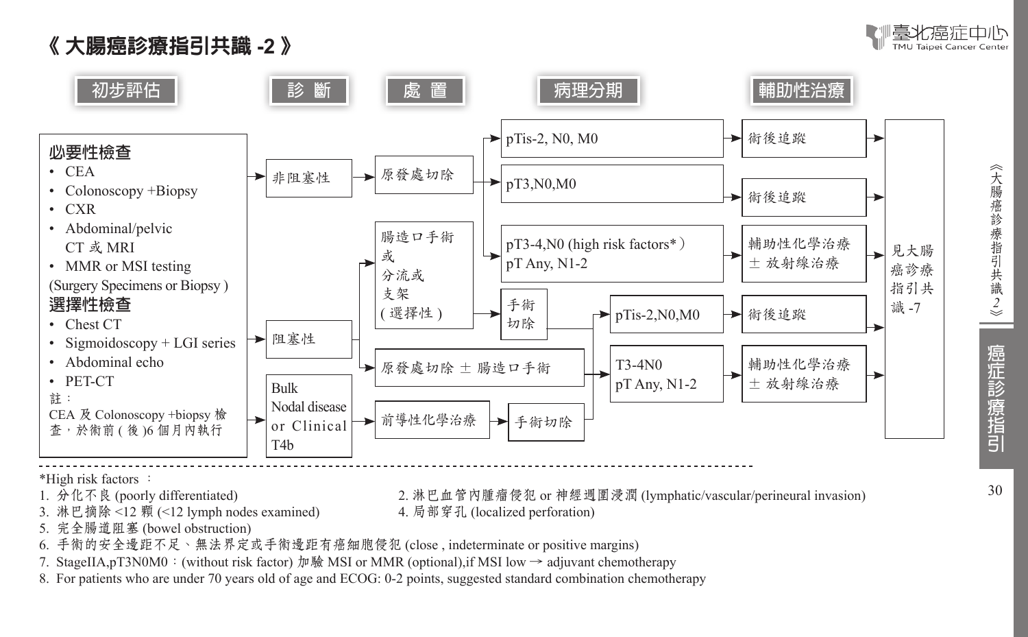# 《 大腸癌診療指引共識 -2 》

**初步評估** → **診 斷** → **處 置** → **病理分期** → **輔助性治療**

## 初步評估

**必要性檢查**

- CEA
- Colonoscopy +Biopsy
- CXR
- Abdominal/pelvic CT 或 MRI
- MMR or MSI testing

(Surgery Specimens or Biopsy )

**選擇性檢查**

- Chest CT
- Sigmoidoscopy + LGI series
- Abdominal echo
- PET-CT

註：
CEA 及 Colonoscopy +biopsy 檢查，於術前 ( 後 )6 個月內執行

## 診斷／處置／病理分期／輔助性治療

- 非阻塞性 → 原發處切除
  - → pTis-2, N0, M0 → 術後追蹤
  - → pT3,N0,M0 → 術後追蹤
  - → pT3-4,N0 (high risk factors*）pT Any, N1-2 → 輔助性化學治療 ± 放射線治療
- 阻塞性
  - → 腸造口手術 或 分流或 支架 ( 選擇性 ) → 手術切除
  - → 原發處切除 ± 腸造口手術
  - → pTis-2,N0,M0 → 術後追蹤
  - → T3-4N0 pT Any, N1-2 → 輔助性化學治療 ± 放射線治療
- Bulk Nodal disease or Clinical T4b → 前導性化學治療 → 手術切除 → (pTis-2,N0,M0 / T3-4N0 pT Any, N1-2)

所有路徑 → 見大腸癌診療指引共識 -7

---

*High risk factors ：

1. 分化不良 (poorly differentiated)
2. 淋巴血管內腫瘤侵犯 or 神經週圍浸潤 (lymphatic/vascular/perineural invasion)
3. 淋巴摘除 <12 顆 (<12 lymph nodes examined)
4. 局部穿孔 (localized perforation)
5. 完全腸道阻塞 (bowel obstruction)
6. 手術的安全邊距不足、無法界定或手術邊距有癌細胞侵犯 (close , indeterminate or positive margins)
7. StageIIA,pT3N0M0：(without risk factor) 加驗 MSI or MMR (optional),if MSI low → adjuvant chemotherapy
8. For patients who are under 70 years old of age and ECOG: 0-2 points, suggested standard combination chemotherapy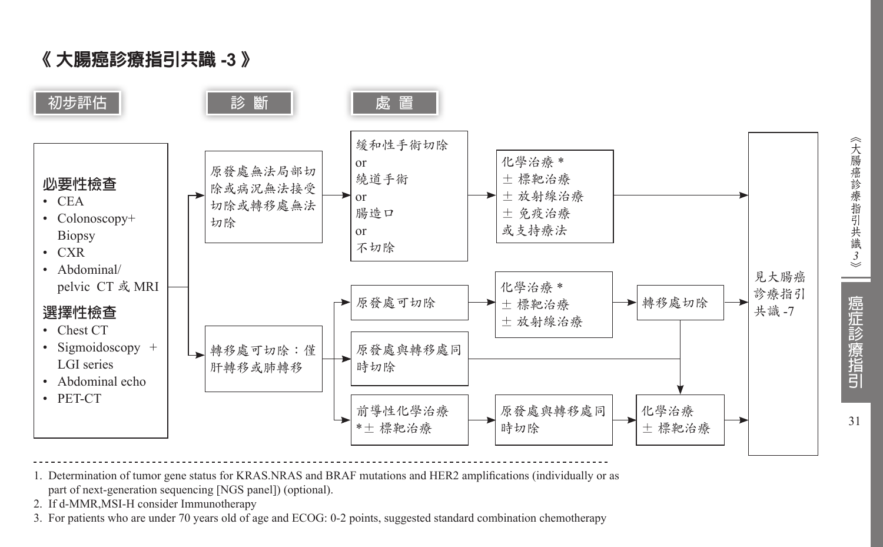## 《 大腸癌診療指引共識 -3 》

**初步評估** → **診 斷** → **處 置**

**必要性檢查**

- CEA
- Colonoscopy+ Biopsy
- CXR
- Abdominal/ pelvic CT 或 MRI

**選擇性檢查**

- Chest CT
- Sigmoidoscopy + LGI series
- Abdominal echo
- PET-CT

**診斷：原發處無法局部切除或病況無法接受切除或轉移處無法切除**

→ 緩和性手術切除 or 繞道手術 or 腸造口 or 不切除

→ 化學治療 * ± 標靶治療 ± 放射線治療 ± 免疫治療 或支持療法

→ 見大腸癌診療指引共識 -7

**診斷：轉移處可切除：僅肝轉移或肺轉移**

- 原發處可切除 → 化學治療 * ± 標靶治療 ± 放射線治療 → 轉移處切除 → 見大腸癌診療指引共識 -7（或 → 化學治療 ± 標靶治療）
- 原發處與轉移處同時切除 → 化學治療 ± 標靶治療 → 見大腸癌診療指引共識 -7
- 前導性化學治療 *± 標靶治療 → 原發處與轉移處同時切除 → 化學治療 ± 標靶治療 → 見大腸癌診療指引共識 -7

---

1. Determination of tumor gene status for KRAS.NRAS and BRAF mutations and HER2 amplifications (individually or as part of next-generation sequencing [NGS panel]) (optional).
2. If d-MMR,MSI-H consider Immunotherapy
3. For patients who are under 70 years old of age and ECOG: 0-2 points, suggested standard combination chemotherapy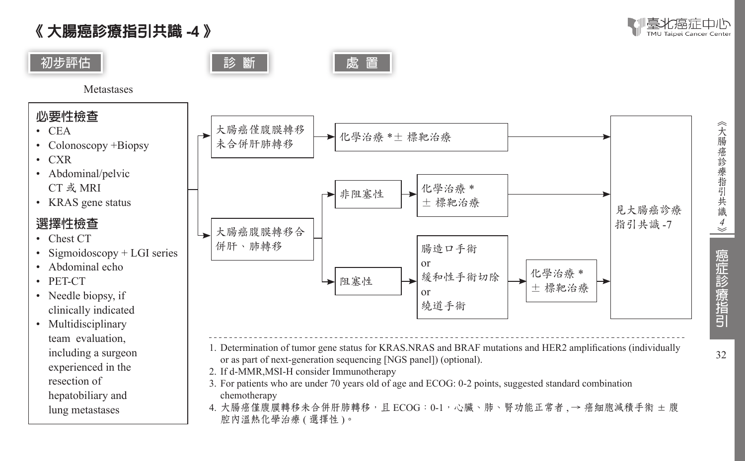# 《 大腸癌診療指引共識 -4 》

**初步評估** | **診 斷** | **處 置**

Metastases

### 必要性檢查

- CEA
- Colonoscopy +Biopsy
- CXR
- Abdominal/pelvic CT 或 MRI
- KRAS gene status

### 選擇性檢查

- Chest CT
- Sigmoidoscopy + LGI series
- Abdominal echo
- PET-CT
- Needle biopsy, if clinically indicated
- Multidisciplinary team evaluation, including a surgeon experienced in the resection of hepatobiliary and lung metastases

**診斷／處置流程：**

- 大腸癌僅腹膜轉移未合併肝肺轉移 → 化學治療 *± 標靶治療 → 見大腸癌診療指引共識 -7
- 大腸癌腹膜轉移合併肝、肺轉移
  - 非阻塞性 → 化學治療 * ± 標靶治療 → 見大腸癌診療指引共識 -7
  - 阻塞性 → 腸造口手術 or 緩和性手術切除 or 繞道手術 → 化學治療 * ± 標靶治療 → 見大腸癌診療指引共識 -7

1. Determination of tumor gene status for KRAS.NRAS and BRAF mutations and HER2 amplifications (individually or as part of next-generation sequencing [NGS panel]) (optional).
2. If d-MMR,MSI-H consider Immunotherapy
3. For patients who are under 70 years old of age and ECOG: 0-2 points, suggested standard combination chemotherapy
4. 大腸癌僅腹膜轉移未合併肝肺轉移，且 ECOG：0-1，心臟、肺、腎功能正常者 , → 癌細胞減積手術 ± 腹腔內溫熱化學治療 ( 選擇性 )。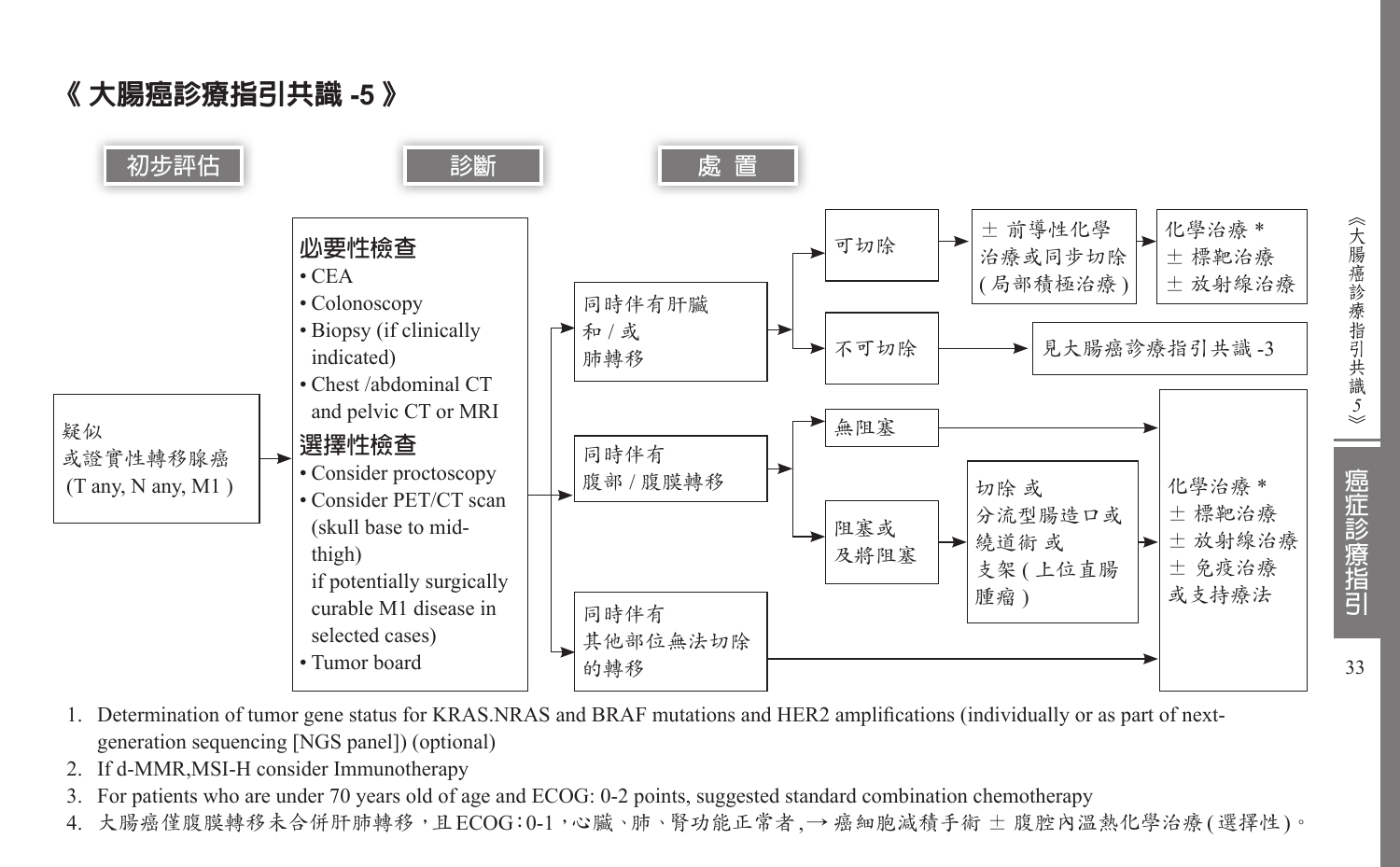# 《 大腸癌診療指引共識 -5 》

**初步評估** → **診斷** → **處 置**

**初步評估：**

疑似或證實性轉移腺癌 (T any, N any, M1 )

**診斷：**

**必要性檢查**
- CEA
- Colonoscopy
- Biopsy (if clinically indicated)
- Chest /abdominal CT and pelvic CT or MRI

**選擇性檢查**
- Consider proctoscopy
- Consider PET/CT scan (skull base to mid-thigh) if potentially surgically curable M1 disease in selected cases)
- Tumor board

**處 置：**

- 同時伴有肝臟和 / 或肺轉移
  - 可切除 → ± 前導性化學治療或同步切除 ( 局部積極治療 ) → 化學治療 * ± 標靶治療 ± 放射線治療
  - 不可切除 → 見大腸癌診療指引共識 -3
- 同時伴有腹部 / 腹膜轉移
  - 無阻塞 → 化學治療 * ± 標靶治療 ± 放射線治療 ± 免疫治療 或支持療法
  - 阻塞或及將阻塞 → 切除 或 分流型腸造口或繞道術 或 支架 ( 上位直腸腫瘤 ) → 化學治療 * ± 標靶治療 ± 放射線治療 ± 免疫治療 或支持療法
- 同時伴有其他部位無法切除的轉移 → 化學治療 * ± 標靶治療 ± 放射線治療 ± 免疫治療 或支持療法

1. Determination of tumor gene status for KRAS.NRAS and BRAF mutations and HER2 amplifications (individually or as part of next-generation sequencing [NGS panel]) (optional)
2. If d-MMR,MSI-H consider Immunotherapy
3. For patients who are under 70 years old of age and ECOG: 0-2 points, suggested standard combination chemotherapy
4. 大腸癌僅腹膜轉移未合併肝肺轉移，且 ECOG：0-1，心臟、肺、腎功能正常者 ,→ 癌細胞減積手術 ± 腹腔內溫熱化學治療 ( 選擇性 )。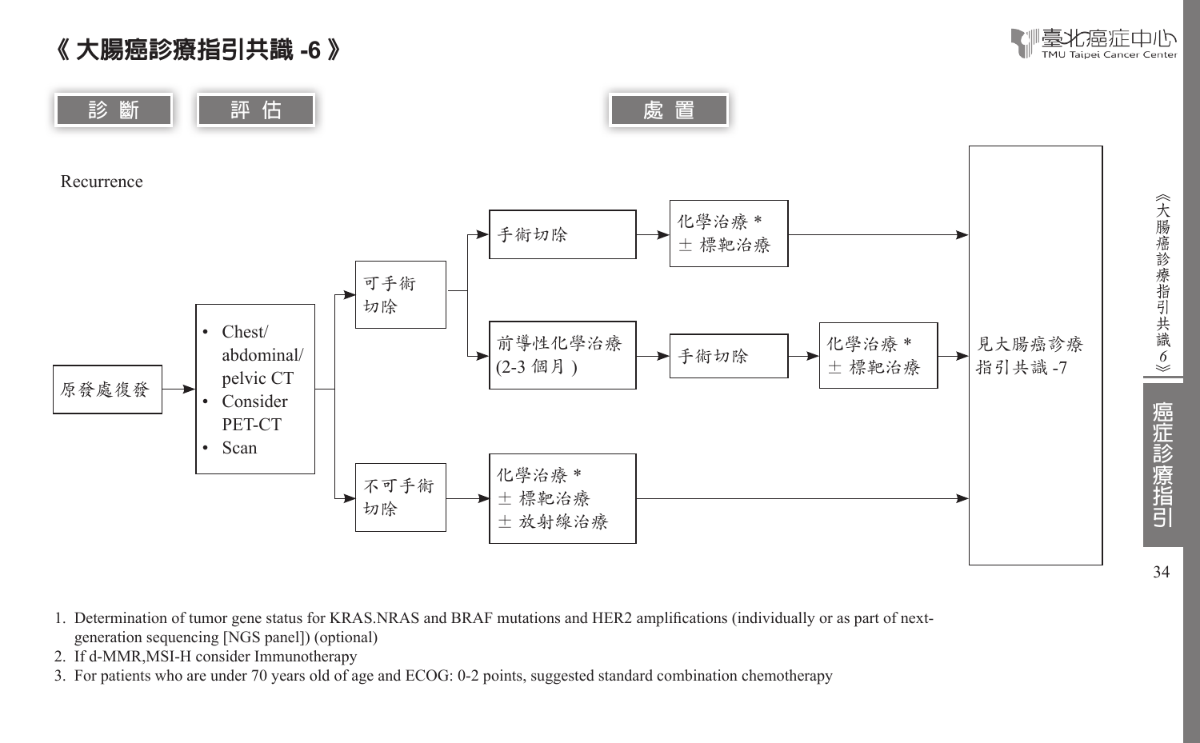# 《 大腸癌診療指引共識 -6 》

**診 斷** **評 估** **處 置**

Recurrence

原發處復發 → 
- Chest/abdominal/pelvic CT
- Consider PET-CT
- Scan

→ 可手術切除
  - → 手術切除 → 化學治療 * ± 標靶治療 → 見大腸癌診療指引共識 -7
  - → 前導性化學治療 (2-3 個月 ) → 手術切除 → 化學治療 * ± 標靶治療 → 見大腸癌診療指引共識 -7

→ 不可手術切除 → 化學治療 * ± 標靶治療 ± 放射線治療 → 見大腸癌診療指引共識 -7

1. Determination of tumor gene status for KRAS.NRAS and BRAF mutations and HER2 amplifications (individually or as part of next-generation sequencing [NGS panel]) (optional)
2. If d-MMR,MSI-H consider Immunotherapy
3. For patients who are under 70 years old of age and ECOG: 0-2 points, suggested standard combination chemotherapy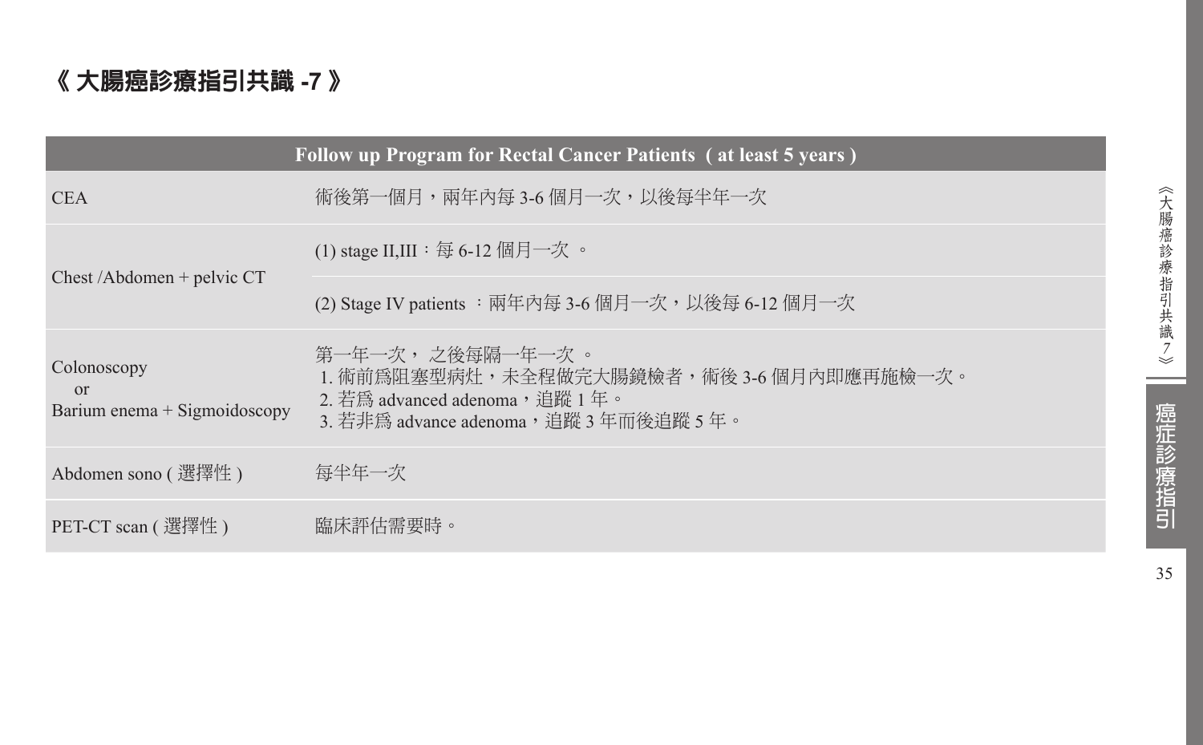# 《 大腸癌診療指引共識 -7 》

| Follow up Program for Rectal Cancer Patients ( at least 5 years ) | |
|---|---|
| CEA | 術後第一個月，兩年內每 3-6 個月一次，以後每半年一次 |
| Chest /Abdomen + pelvic CT | (1) stage II,III：每 6-12 個月一次 。 |
| | (2) Stage IV patients ：兩年內每 3-6 個月一次，以後每 6-12 個月一次 |
| Colonoscopy or Barium enema + Sigmoidoscopy | 第一年一次， 之後每隔一年一次 。<br>1. 術前爲阻塞型病灶，未全程做完大腸鏡檢者，術後 3-6 個月內即應再施檢一次。<br>2. 若爲 advanced adenoma，追蹤 1 年。<br>3. 若非爲 advance adenoma，追蹤 3 年而後追蹤 5 年。 |
| Abdomen sono ( 選擇性 ) | 每半年一次 |
| PET-CT scan ( 選擇性 ) | 臨床評估需要時。 |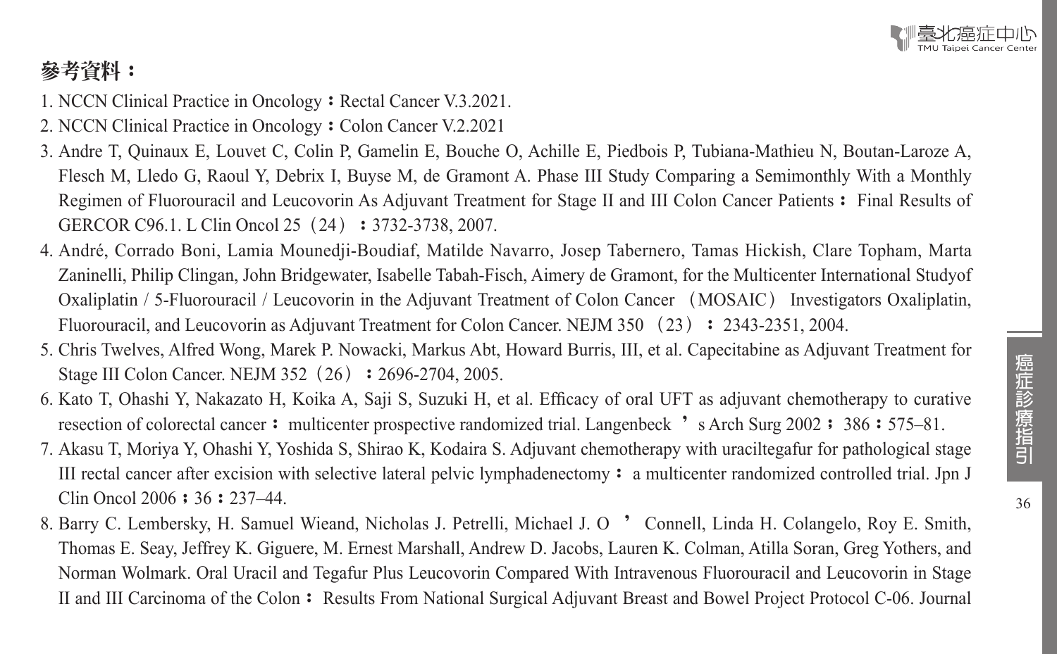**參考資料：**

1. NCCN Clinical Practice in Oncology：Rectal Cancer V.3.2021.
2. NCCN Clinical Practice in Oncology：Colon Cancer V.2.2021
3. Andre T, Quinaux E, Louvet C, Colin P, Gamelin E, Bouche O, Achille E, Piedbois P, Tubiana-Mathieu N, Boutan-Laroze A, Flesch M, Lledo G, Raoul Y, Debrix I, Buyse M, de Gramont A. Phase III Study Comparing a Semimonthly With a Monthly Regimen of Fluorouracil and Leucovorin As Adjuvant Treatment for Stage II and III Colon Cancer Patients： Final Results of GERCOR C96.1. L Clin Oncol 25（24）：3732-3738, 2007.
4. André, Corrado Boni, Lamia Mounedji-Boudiaf, Matilde Navarro, Josep Tabernero, Tamas Hickish, Clare Topham, Marta Zaninelli, Philip Clingan, John Bridgewater, Isabelle Tabah-Fisch, Aimery de Gramont, for the Multicenter International Studyof Oxaliplatin / 5-Fluorouracil / Leucovorin in the Adjuvant Treatment of Colon Cancer （MOSAIC） Investigators Oxaliplatin, Fluorouracil, and Leucovorin as Adjuvant Treatment for Colon Cancer. NEJM 350 （23） ： 2343-2351, 2004.
5. Chris Twelves, Alfred Wong, Marek P. Nowacki, Markus Abt, Howard Burris, III, et al. Capecitabine as Adjuvant Treatment for Stage III Colon Cancer. NEJM 352（26）：2696-2704, 2005.
6. Kato T, Ohashi Y, Nakazato H, Koika A, Saji S, Suzuki H, et al. Efficacy of oral UFT as adjuvant chemotherapy to curative resection of colorectal cancer： multicenter prospective randomized trial. Langenbeck ’s Arch Surg 2002；386：575–81.
7. Akasu T, Moriya Y, Ohashi Y, Yoshida S, Shirao K, Kodaira S. Adjuvant chemotherapy with uraciltegafur for pathological stage III rectal cancer after excision with selective lateral pelvic lymphadenectomy： a multicenter randomized controlled trial. Jpn J Clin Oncol 2006；36：237–44.
8. Barry C. Lembersky, H. Samuel Wieand, Nicholas J. Petrelli, Michael J. O ’ Connell, Linda H. Colangelo, Roy E. Smith, Thomas E. Seay, Jeffrey K. Giguere, M. Ernest Marshall, Andrew D. Jacobs, Lauren K. Colman, Atilla Soran, Greg Yothers, and Norman Wolmark. Oral Uracil and Tegafur Plus Leucovorin Compared With Intravenous Fluorouracil and Leucovorin in Stage II and III Carcinoma of the Colon： Results From National Surgical Adjuvant Breast and Bowel Project Protocol C-06. Journal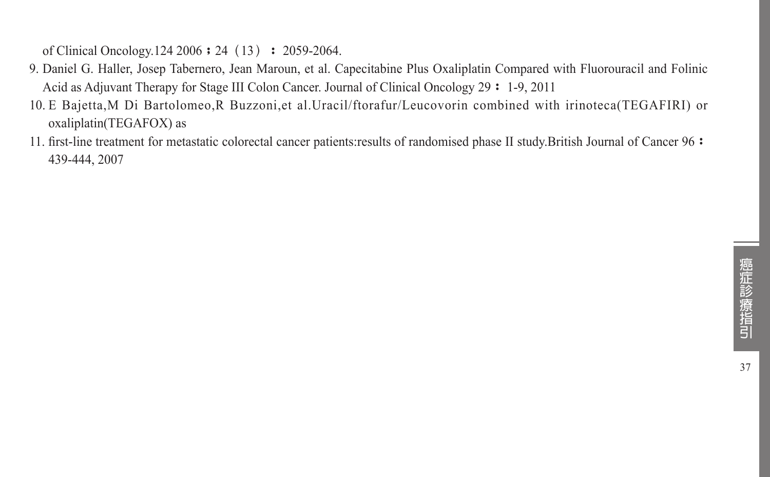of Clinical Oncology.124 2006；24（13）：2059-2064.

9. Daniel G. Haller, Josep Tabernero, Jean Maroun, et al. Capecitabine Plus Oxaliplatin Compared with Fluorouracil and Folinic Acid as Adjuvant Therapy for Stage III Colon Cancer. Journal of Clinical Oncology 29：1-9, 2011
10. E Bajetta,M Di Bartolomeo,R Buzzoni,et al.Uracil/ftorafur/Leucovorin combined with irinoteca(TEGAFIRI) or oxaliplatin(TEGAFOX) as
11. first-line treatment for metastatic colorectal cancer patients:results of randomised phase II study.British Journal of Cancer 96：439-444, 2007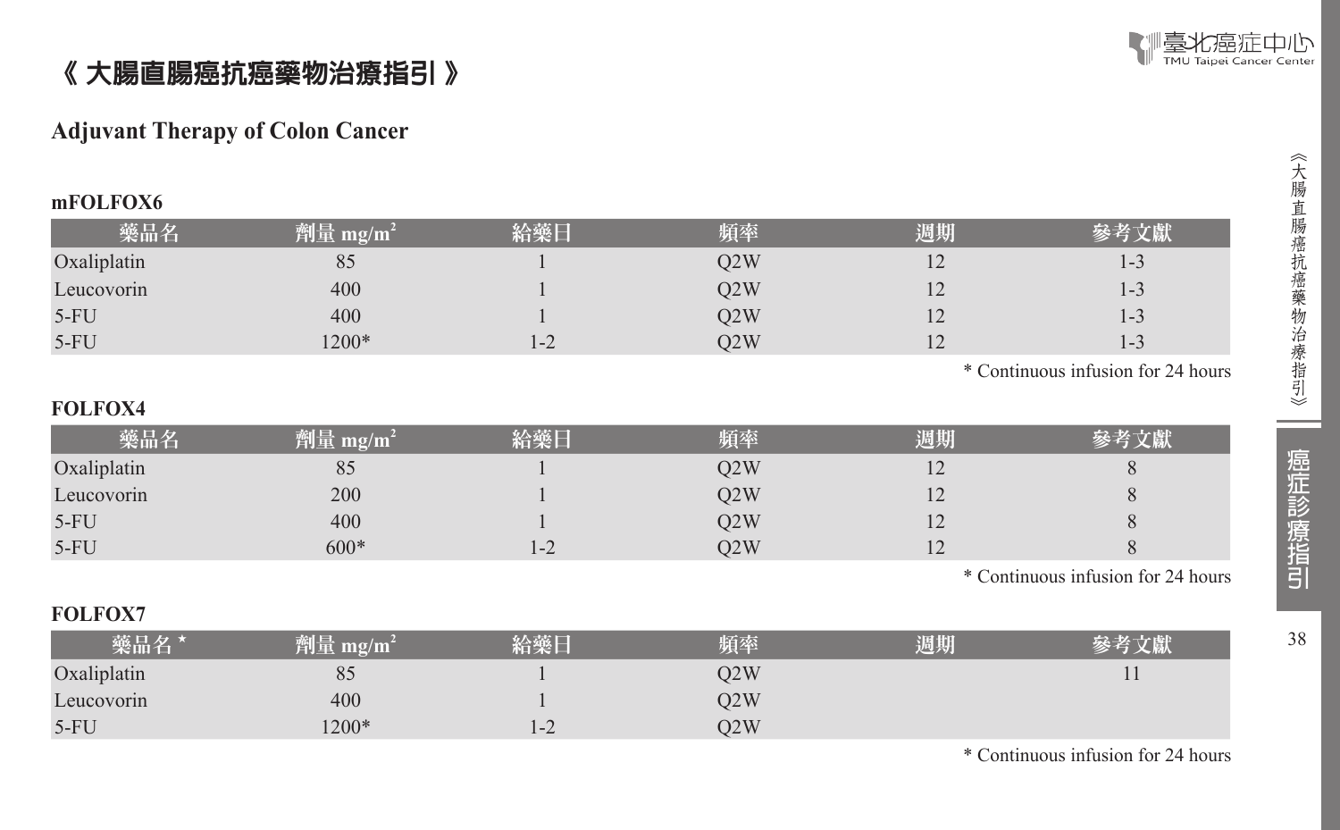# 《 大腸直腸癌抗癌藥物治療指引 》

## Adjuvant Therapy of Colon Cancer

### mFOLFOX6

| 藥品名 | 劑量 $mg/m^2$ | 給藥日 | 頻率 | 週期 | 參考文獻 |
|---|---|---|---|---|---|
| Oxaliplatin | 85 | 1 | Q2W | 12 | 1-3 |
| Leucovorin | 400 | 1 | Q2W | 12 | 1-3 |
| 5-FU | 400 | 1 | Q2W | 12 | 1-3 |
| 5-FU | 1200* | 1-2 | Q2W | 12 | 1-3 |

* Continuous infusion for 24 hours

### FOLFOX4

| 藥品名 | 劑量 $mg/m^2$ | 給藥日 | 頻率 | 週期 | 參考文獻 |
|---|---|---|---|---|---|
| Oxaliplatin | 85 | 1 | Q2W | 12 | 8 |
| Leucovorin | 200 | 1 | Q2W | 12 | 8 |
| 5-FU | 400 | 1 | Q2W | 12 | 8 |
| 5-FU | 600* | 1-2 | Q2W | 12 | 8 |

* Continuous infusion for 24 hours

### FOLFOX7

| 藥品名 ⋆ | 劑量 $mg/m^2$ | 給藥日 | 頻率 | 週期 | 參考文獻 |
|---|---|---|---|---|---|
| Oxaliplatin | 85 | 1 | Q2W | | 11 |
| Leucovorin | 400 | 1 | Q2W | | |
| 5-FU | 1200* | 1-2 | Q2W | | |

* Continuous infusion for 24 hours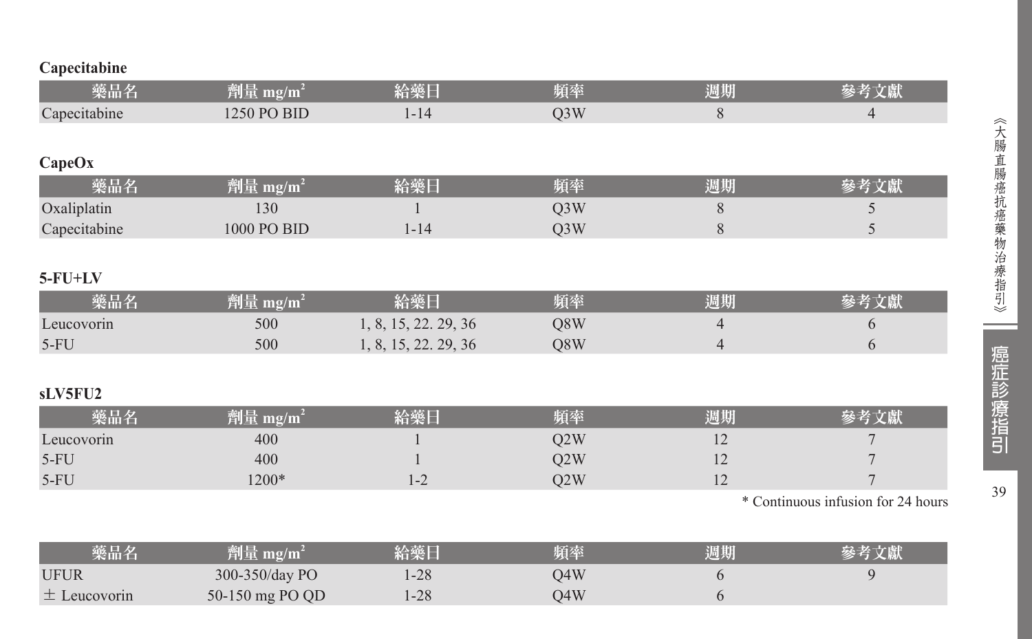**Capecitabine**

| 藥品名 | 劑量 mg/m$^2$ | 給藥日 | 頻率 | 週期 | 參考文獻 |
|---|---|---|---|---|---|
| Capecitabine | 1250 PO BID | 1-14 | Q3W | 8 | 4 |

**CapeOx**

| 藥品名 | 劑量 mg/m$^2$ | 給藥日 | 頻率 | 週期 | 參考文獻 |
|---|---|---|---|---|---|
| Oxaliplatin | 130 | 1 | Q3W | 8 | 5 |
| Capecitabine | 1000 PO BID | 1-14 | Q3W | 8 | 5 |

**5-FU+LV**

| 藥品名 | 劑量 mg/m$^2$ | 給藥日 | 頻率 | 週期 | 參考文獻 |
|---|---|---|---|---|---|
| Leucovorin | 500 | 1, 8, 15, 22. 29, 36 | Q8W | 4 | 6 |
| 5-FU | 500 | 1, 8, 15, 22. 29, 36 | Q8W | 4 | 6 |

**sLV5FU2**

| 藥品名 | 劑量 mg/m$^2$ | 給藥日 | 頻率 | 週期 | 參考文獻 |
|---|---|---|---|---|---|
| Leucovorin | 400 | 1 | Q2W | 12 | 7 |
| 5-FU | 400 | 1 | Q2W | 12 | 7 |
| 5-FU | 1200* | 1-2 | Q2W | 12 | 7 |

* Continuous infusion for 24 hours

| 藥品名 | 劑量 mg/m$^2$ | 給藥日 | 頻率 | 週期 | 參考文獻 |
|---|---|---|---|---|---|
| UFUR | 300-350/day PO | 1-28 | Q4W | 6 | 9 |
| ± Leucovorin | 50-150 mg PO QD | 1-28 | Q4W | 6 | |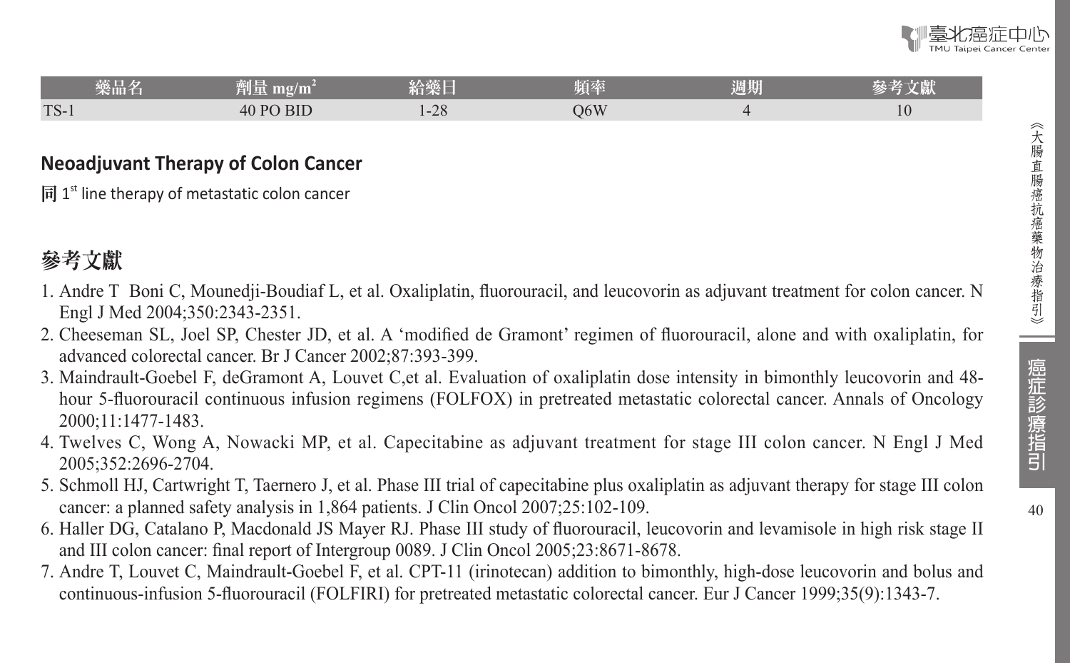| 藥品名 | 劑量 mg/m$^2$ | 給藥日 | 頻率 | 週期 | 參考文獻 |
|---|---|---|---|---|---|
| TS-1 | 40 PO BID | 1-28 | Q6W | 4 | 10 |

## Neoadjuvant Therapy of Colon Cancer

**同** 1st line therapy of metastatic colon cancer

## 參考文獻

1. Andre T Boni C, Mounedji-Boudiaf L, et al. Oxaliplatin, fluorouracil, and leucovorin as adjuvant treatment for colon cancer. N Engl J Med 2004;350:2343-2351.
2. Cheeseman SL, Joel SP, Chester JD, et al. A 'modified de Gramont' regimen of fluorouracil, alone and with oxaliplatin, for advanced colorectal cancer. Br J Cancer 2002;87:393-399.
3. Maindrault-Goebel F, deGramont A, Louvet C,et al. Evaluation of oxaliplatin dose intensity in bimonthly leucovorin and 48-hour 5-fluorouracil continuous infusion regimens (FOLFOX) in pretreated metastatic colorectal cancer. Annals of Oncology 2000;11:1477-1483.
4. Twelves C, Wong A, Nowacki MP, et al. Capecitabine as adjuvant treatment for stage III colon cancer. N Engl J Med 2005;352:2696-2704.
5. Schmoll HJ, Cartwright T, Taernero J, et al. Phase III trial of capecitabine plus oxaliplatin as adjuvant therapy for stage III colon cancer: a planned safety analysis in 1,864 patients. J Clin Oncol 2007;25:102-109.
6. Haller DG, Catalano P, Macdonald JS Mayer RJ. Phase III study of fluorouracil, leucovorin and levamisole in high risk stage II and III colon cancer: final report of Intergroup 0089. J Clin Oncol 2005;23:8671-8678.
7. Andre T, Louvet C, Maindrault-Goebel F, et al. CPT-11 (irinotecan) addition to bimonthly, high-dose leucovorin and bolus and continuous-infusion 5-fluorouracil (FOLFIRI) for pretreated metastatic colorectal cancer. Eur J Cancer 1999;35(9):1343-7.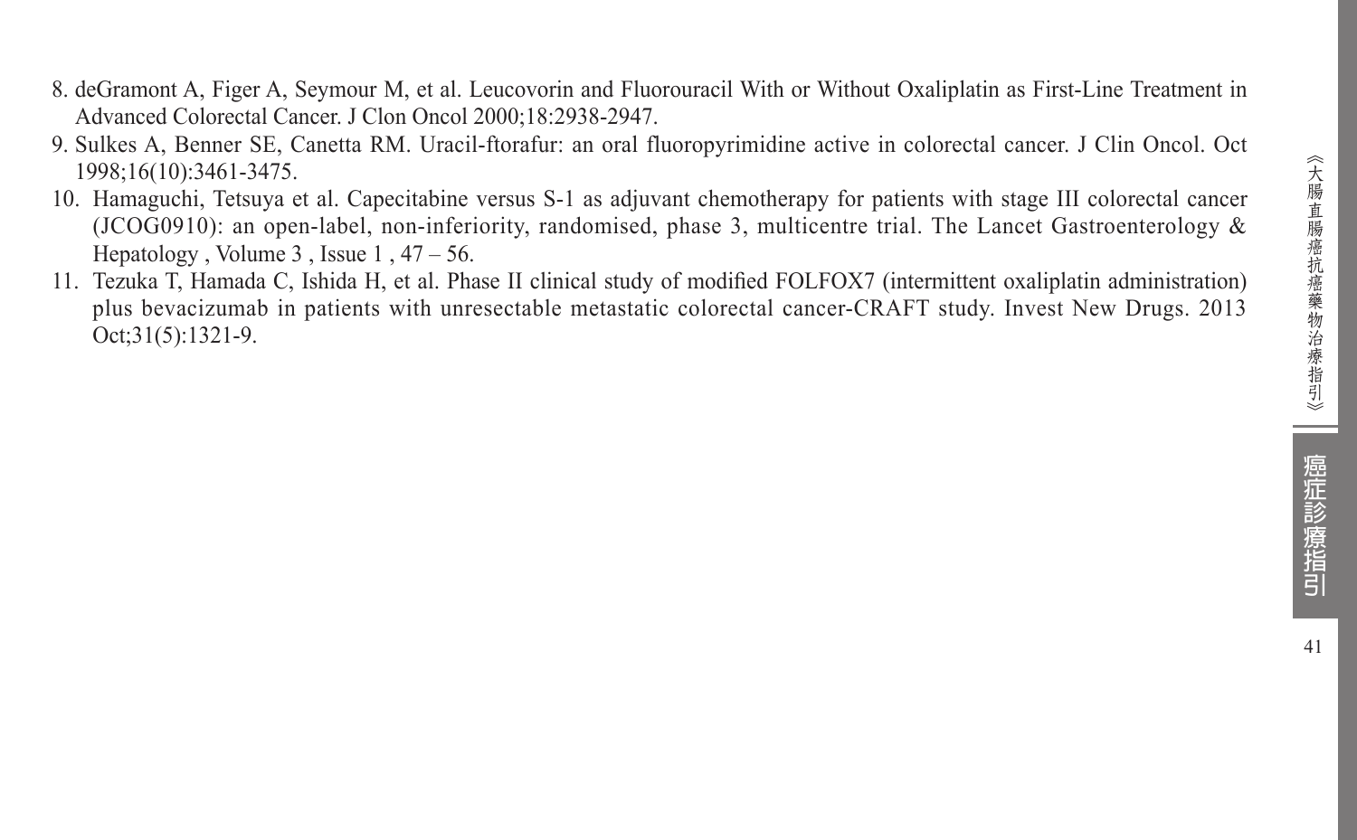8. deGramont A, Figer A, Seymour M, et al. Leucovorin and Fluorouracil With or Without Oxaliplatin as First-Line Treatment in Advanced Colorectal Cancer. J Clon Oncol 2000;18:2938-2947.
9. Sulkes A, Benner SE, Canetta RM. Uracil-ftorafur: an oral fluoropyrimidine active in colorectal cancer. J Clin Oncol. Oct 1998;16(10):3461-3475.
10. Hamaguchi, Tetsuya et al. Capecitabine versus S-1 as adjuvant chemotherapy for patients with stage III colorectal cancer (JCOG0910): an open-label, non-inferiority, randomised, phase 3, multicentre trial. The Lancet Gastroenterology & Hepatology , Volume 3 , Issue 1 , 47 – 56.
11. Tezuka T, Hamada C, Ishida H, et al. Phase II clinical study of modified FOLFOX7 (intermittent oxaliplatin administration) plus bevacizumab in patients with unresectable metastatic colorectal cancer-CRAFT study. Invest New Drugs. 2013 Oct;31(5):1321-9.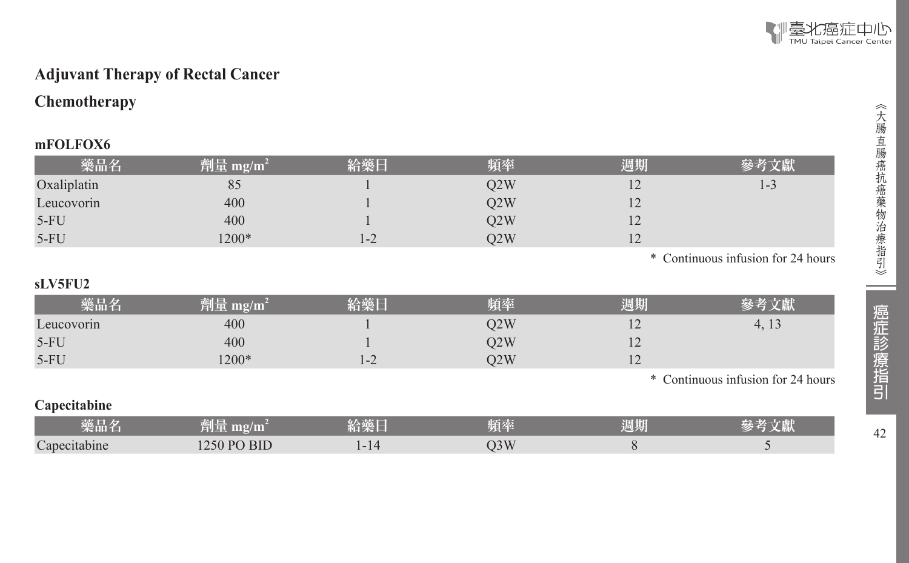## Adjuvant Therapy of Rectal Cancer

### Chemotherapy

**mFOLFOX6**

| 藥品名 | 劑量 mg/m$^2$ | 給藥日 | 頻率 | 週期 | 參考文獻 |
|---|---|---|---|---|---|
| Oxaliplatin | 85 | 1 | Q2W | 12 | 1-3 |
| Leucovorin | 400 | 1 | Q2W | 12 | |
| 5-FU | 400 | 1 | Q2W | 12 | |
| 5-FU | 1200* | 1-2 | Q2W | 12 | |

\* Continuous infusion for 24 hours

**sLV5FU2**

| 藥品名 | 劑量 mg/m$^2$ | 給藥日 | 頻率 | 週期 | 參考文獻 |
|---|---|---|---|---|---|
| Leucovorin | 400 | 1 | Q2W | 12 | 4, 13 |
| 5-FU | 400 | 1 | Q2W | 12 | |
| 5-FU | 1200* | 1-2 | Q2W | 12 | |

\* Continuous infusion for 24 hours

**Capecitabine**

| 藥品名 | 劑量 mg/m$^2$ | 給藥日 | 頻率 | 週期 | 參考文獻 |
|---|---|---|---|---|---|
| Capecitabine | 1250 PO BID | 1-14 | Q3W | 8 | 5 |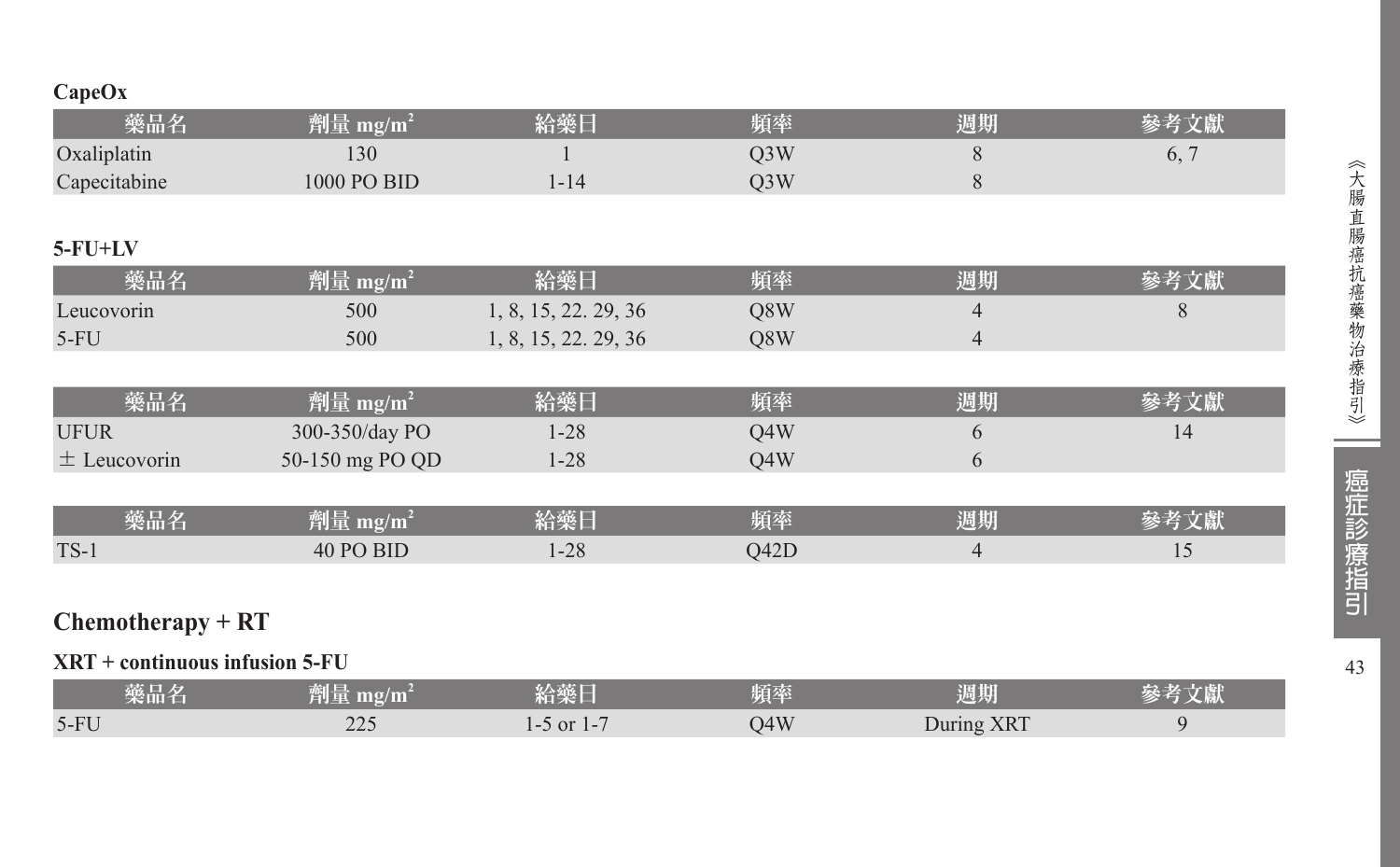**CapeOx**

| 藥品名 | 劑量 mg/m$^2$ | 給藥日 | 頻率 | 週期 | 參考文獻 |
|---|---|---|---|---|---|
| Oxaliplatin | 130 | 1 | Q3W | 8 | 6, 7 |
| Capecitabine | 1000 PO BID | 1-14 | Q3W | 8 | |

**5-FU+LV**

| 藥品名 | 劑量 mg/m$^2$ | 給藥日 | 頻率 | 週期 | 參考文獻 |
|---|---|---|---|---|---|
| Leucovorin | 500 | 1, 8, 15, 22. 29, 36 | Q8W | 4 | 8 |
| 5-FU | 500 | 1, 8, 15, 22. 29, 36 | Q8W | 4 | |

| 藥品名 | 劑量 mg/m$^2$ | 給藥日 | 頻率 | 週期 | 參考文獻 |
|---|---|---|---|---|---|
| UFUR | 300-350/day PO | 1-28 | Q4W | 6 | 14 |
| ± Leucovorin | 50-150 mg PO QD | 1-28 | Q4W | 6 | |

| 藥品名 | 劑量 mg/m$^2$ | 給藥日 | 頻率 | 週期 | 參考文獻 |
|---|---|---|---|---|---|
| TS-1 | 40 PO BID | 1-28 | Q42D | 4 | 15 |

## Chemotherapy + RT

**XRT + continuous infusion 5-FU**

| 藥品名 | 劑量 mg/m$^2$ | 給藥日 | 頻率 | 週期 | 參考文獻 |
|---|---|---|---|---|---|
| 5-FU | 225 | 1-5 or 1-7 | Q4W | During XRT | 9 |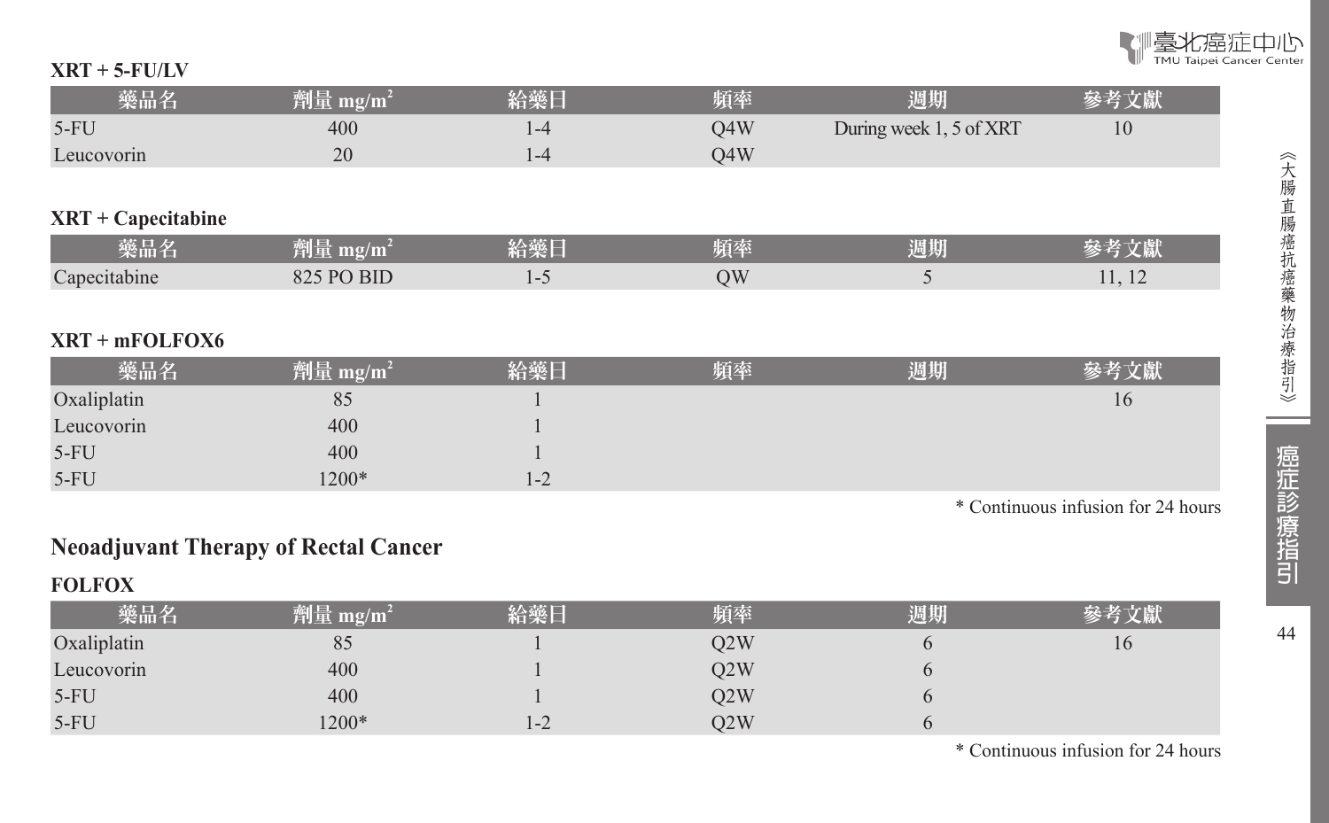**XRT + 5-FU/LV**

| 藥品名 | 劑量 mg/m$^2$ | 給藥日 | 頻率 | 週期 | 參考文獻 |
| --- | --- | --- | --- | --- | --- |
| 5-FU | 400 | 1-4 | Q4W | During week 1, 5 of XRT | 10 |
| Leucovorin | 20 | 1-4 | Q4W | | |

**XRT + Capecitabine**

| 藥品名 | 劑量 mg/m$^2$ | 給藥日 | 頻率 | 週期 | 參考文獻 |
| --- | --- | --- | --- | --- | --- |
| Capecitabine | 825 PO BID | 1-5 | QW | 5 | 11, 12 |

**XRT + mFOLFOX6**

| 藥品名 | 劑量 mg/m$^2$ | 給藥日 | 頻率 | 週期 | 參考文獻 |
| --- | --- | --- | --- | --- | --- |
| Oxaliplatin | 85 | 1 | | | 16 |
| Leucovorin | 400 | 1 | | | |
| 5-FU | 400 | 1 | | | |
| 5-FU | 1200* | 1-2 | | | |

* Continuous infusion for 24 hours

## Neoadjuvant Therapy of Rectal Cancer

**FOLFOX**

| 藥品名 | 劑量 mg/m$^2$ | 給藥日 | 頻率 | 週期 | 參考文獻 |
| --- | --- | --- | --- | --- | --- |
| Oxaliplatin | 85 | 1 | Q2W | 6 | 16 |
| Leucovorin | 400 | 1 | Q2W | 6 | |
| 5-FU | 400 | 1 | Q2W | 6 | |
| 5-FU | 1200* | 1-2 | Q2W | 6 | |

* Continuous infusion for 24 hours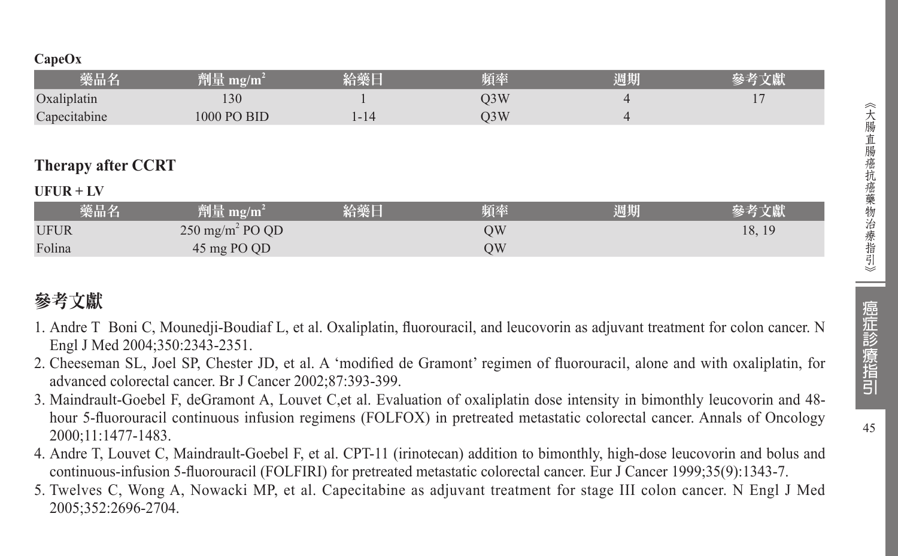**CapeOx**

| 藥品名 | 劑量 mg/m$^2$ | 給藥日 | 頻率 | 週期 | 參考文獻 |
|---|---|---|---|---|---|
| Oxaliplatin | 130 | 1 | Q3W | 4 | 17 |
| Capecitabine | 1000 PO BID | 1-14 | Q3W | 4 | |

## Therapy after CCRT

**UFUR + LV**

| 藥品名 | 劑量 mg/m$^2$ | 給藥日 | 頻率 | 週期 | 參考文獻 |
|---|---|---|---|---|---|
| UFUR | 250 mg/m$^2$ PO QD | | QW | | 18, 19 |
| Folina | 45 mg PO QD | | QW | | |

## 參考文獻

1. Andre T Boni C, Mounedji-Boudiaf L, et al. Oxaliplatin, fluorouracil, and leucovorin as adjuvant treatment for colon cancer. N Engl J Med 2004;350:2343-2351.
2. Cheeseman SL, Joel SP, Chester JD, et al. A 'modified de Gramont' regimen of fluorouracil, alone and with oxaliplatin, for advanced colorectal cancer. Br J Cancer 2002;87:393-399.
3. Maindrault-Goebel F, deGramont A, Louvet C,et al. Evaluation of oxaliplatin dose intensity in bimonthly leucovorin and 48-hour 5-fluorouracil continuous infusion regimens (FOLFOX) in pretreated metastatic colorectal cancer. Annals of Oncology 2000;11:1477-1483.
4. Andre T, Louvet C, Maindrault-Goebel F, et al. CPT-11 (irinotecan) addition to bimonthly, high-dose leucovorin and bolus and continuous-infusion 5-fluorouracil (FOLFIRI) for pretreated metastatic colorectal cancer. Eur J Cancer 1999;35(9):1343-7.
5. Twelves C, Wong A, Nowacki MP, et al. Capecitabine as adjuvant treatment for stage III colon cancer. N Engl J Med 2005;352:2696-2704.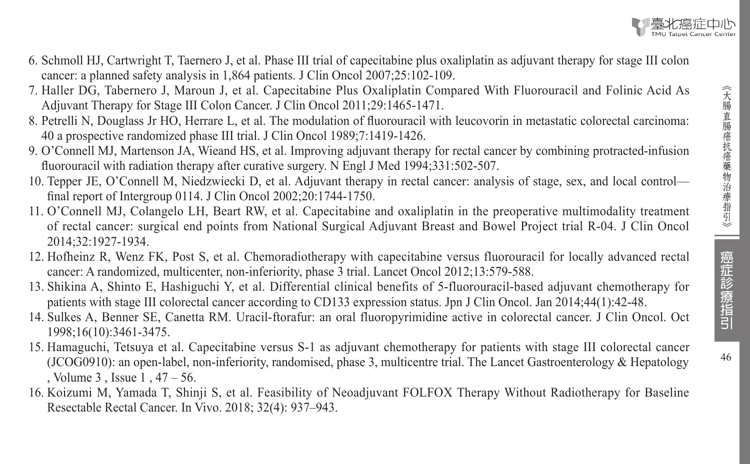6. Schmoll HJ, Cartwright T, Taernero J, et al. Phase III trial of capecitabine plus oxaliplatin as adjuvant therapy for stage III colon cancer: a planned safety analysis in 1,864 patients. J Clin Oncol 2007;25:102-109.
7. Haller DG, Tabernero J, Maroun J, et al. Capecitabine Plus Oxaliplatin Compared With Fluorouracil and Folinic Acid As Adjuvant Therapy for Stage III Colon Cancer. J Clin Oncol 2011;29:1465-1471.
8. Petrelli N, Douglass Jr HO, Herrare L, et al. The modulation of fluorouracil with leucovorin in metastatic colorectal carcinoma: 40 a prospective randomized phase III trial. J Clin Oncol 1989;7:1419-1426.
9. O'Connell MJ, Martenson JA, Wieand HS, et al. Improving adjuvant therapy for rectal cancer by combining protracted-infusion fluorouracil with radiation therapy after curative surgery. N Engl J Med 1994;331:502-507.
10. Tepper JE, O'Connell M, Niedzwiecki D, et al. Adjuvant therapy in rectal cancer: analysis of stage, sex, and local control—final report of Intergroup 0114. J Clin Oncol 2002;20:1744-1750.
11. O'Connell MJ, Colangelo LH, Beart RW, et al. Capecitabine and oxaliplatin in the preoperative multimodality treatment of rectal cancer: surgical end points from National Surgical Adjuvant Breast and Bowel Project trial R-04. J Clin Oncol 2014;32:1927-1934.
12. Hofheinz R, Wenz FK, Post S, et al. Chemoradiotherapy with capecitabine versus fluorouracil for locally advanced rectal cancer: A randomized, multicenter, non-inferiority, phase 3 trial. Lancet Oncol 2012;13:579-588.
13. Shikina A, Shinto E, Hashiguchi Y, et al. Differential clinical benefits of 5-fluorouracil-based adjuvant chemotherapy for patients with stage III colorectal cancer according to CD133 expression status. Jpn J Clin Oncol. Jan 2014;44(1):42-48.
14. Sulkes A, Benner SE, Canetta RM. Uracil-ftorafur: an oral fluoropyrimidine active in colorectal cancer. J Clin Oncol. Oct 1998;16(10):3461-3475.
15. Hamaguchi, Tetsuya et al. Capecitabine versus S-1 as adjuvant chemotherapy for patients with stage III colorectal cancer (JCOG0910): an open-label, non-inferiority, randomised, phase 3, multicentre trial. The Lancet Gastroenterology & Hepatology , Volume 3 , Issue 1 , 47 – 56.
16. Koizumi M, Yamada T, Shinji S, et al. Feasibility of Neoadjuvant FOLFOX Therapy Without Radiotherapy for Baseline Resectable Rectal Cancer. In Vivo. 2018; 32(4): 937–943.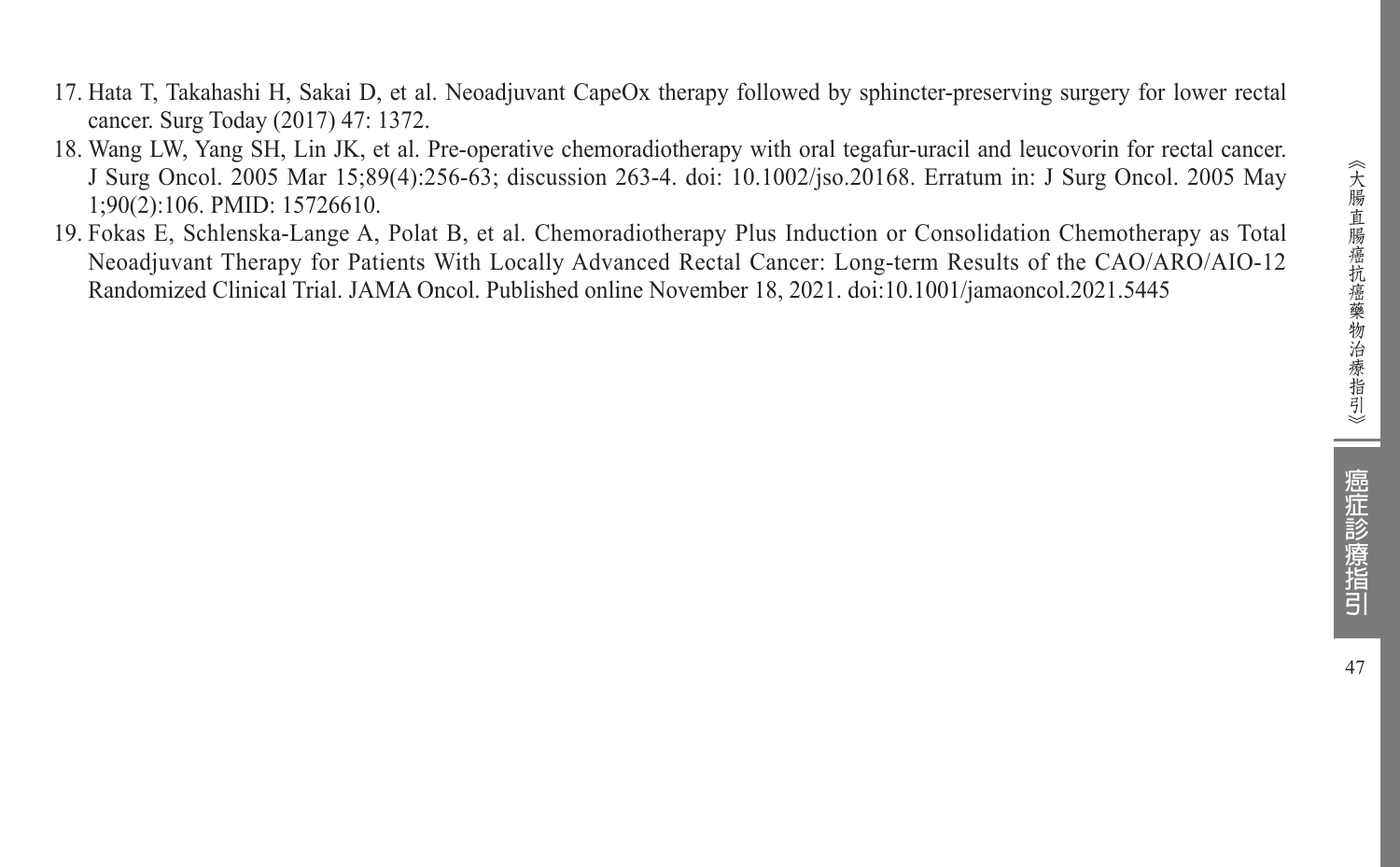17. Hata T, Takahashi H, Sakai D, et al. Neoadjuvant CapeOx therapy followed by sphincter-preserving surgery for lower rectal cancer. Surg Today (2017) 47: 1372.
18. Wang LW, Yang SH, Lin JK, et al. Pre-operative chemoradiotherapy with oral tegafur-uracil and leucovorin for rectal cancer. J Surg Oncol. 2005 Mar 15;89(4):256-63; discussion 263-4. doi: 10.1002/jso.20168. Erratum in: J Surg Oncol. 2005 May 1;90(2):106. PMID: 15726610.
19. Fokas E, Schlenska-Lange A, Polat B, et al. Chemoradiotherapy Plus Induction or Consolidation Chemotherapy as Total Neoadjuvant Therapy for Patients With Locally Advanced Rectal Cancer: Long-term Results of the CAO/ARO/AIO-12 Randomized Clinical Trial. JAMA Oncol. Published online November 18, 2021. doi:10.1001/jamaoncol.2021.5445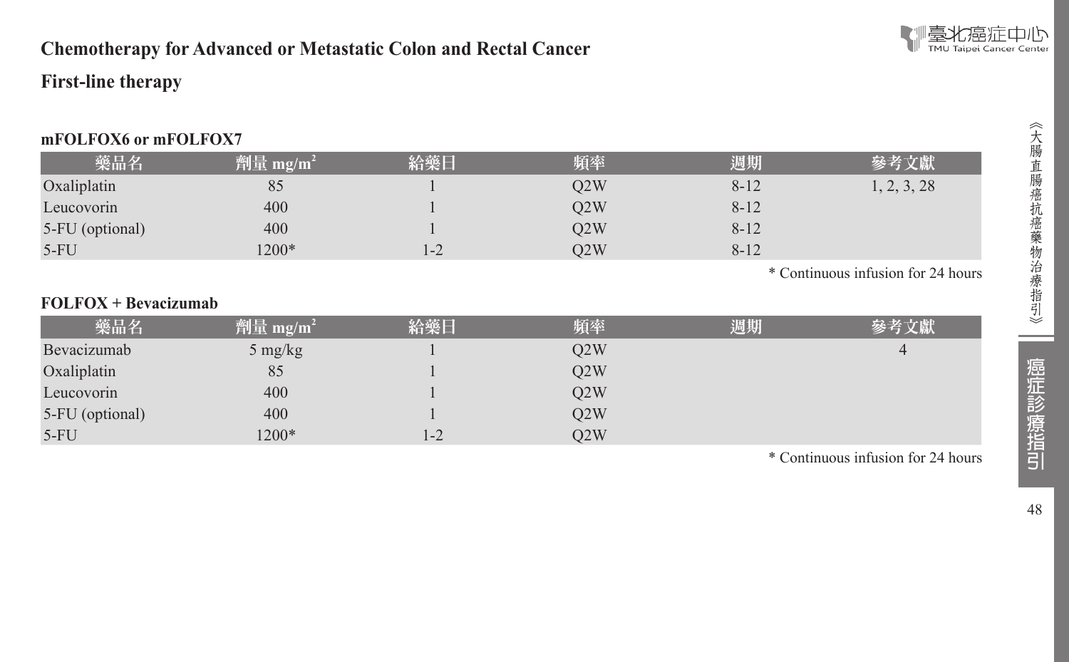## Chemotherapy for Advanced or Metastatic Colon and Rectal Cancer

## First-line therapy

**mFOLFOX6 or mFOLFOX7**

| 藥品名 | 劑量 mg/m$^2$ | 給藥日 | 頻率 | 週期 | 參考文獻 |
|---|---|---|---|---|---|
| Oxaliplatin | 85 | 1 | Q2W | 8-12 | 1, 2, 3, 28 |
| Leucovorin | 400 | 1 | Q2W | 8-12 | |
| 5-FU (optional) | 400 | 1 | Q2W | 8-12 | |
| 5-FU | 1200* | 1-2 | Q2W | 8-12 | |

* Continuous infusion for 24 hours

**FOLFOX + Bevacizumab**

| 藥品名 | 劑量 mg/m$^2$ | 給藥日 | 頻率 | 週期 | 參考文獻 |
|---|---|---|---|---|---|
| Bevacizumab | 5 mg/kg | 1 | Q2W | | 4 |
| Oxaliplatin | 85 | 1 | Q2W | | |
| Leucovorin | 400 | 1 | Q2W | | |
| 5-FU (optional) | 400 | 1 | Q2W | | |
| 5-FU | 1200* | 1-2 | Q2W | | |

* Continuous infusion for 24 hours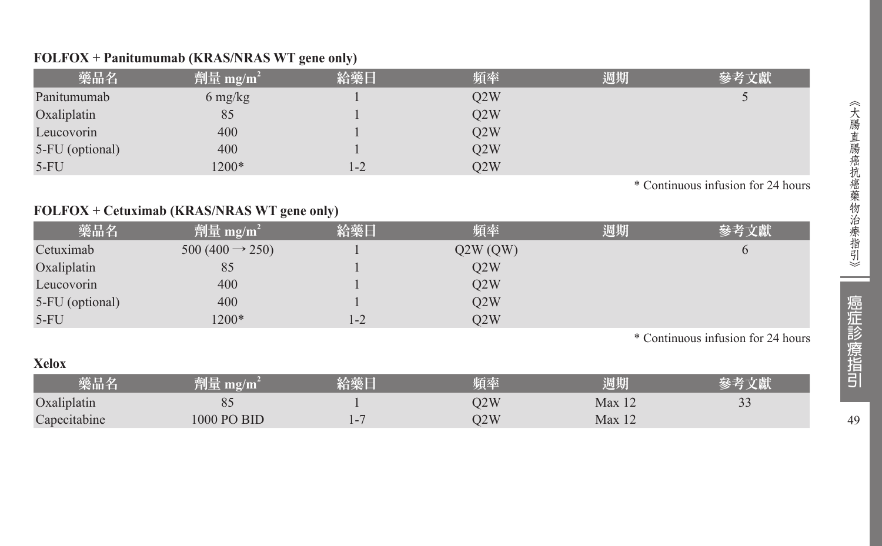**FOLFOX + Panitumumab (KRAS/NRAS WT gene only)**

| 藥品名 | 劑量 mg/m$^2$ | 給藥日 | 頻率 | 週期 | 參考文獻 |
|---|---|---|---|---|---|
| Panitumumab | 6 mg/kg | 1 | Q2W | | 5 |
| Oxaliplatin | 85 | 1 | Q2W | | |
| Leucovorin | 400 | 1 | Q2W | | |
| 5-FU (optional) | 400 | 1 | Q2W | | |
| 5-FU | 1200* | 1-2 | Q2W | | |

* Continuous infusion for 24 hours

**FOLFOX + Cetuximab (KRAS/NRAS WT gene only)**

| 藥品名 | 劑量 mg/m$^2$ | 給藥日 | 頻率 | 週期 | 參考文獻 |
|---|---|---|---|---|---|
| Cetuximab | 500 (400 → 250) | 1 | Q2W (QW) | | 6 |
| Oxaliplatin | 85 | 1 | Q2W | | |
| Leucovorin | 400 | 1 | Q2W | | |
| 5-FU (optional) | 400 | 1 | Q2W | | |
| 5-FU | 1200* | 1-2 | Q2W | | |

* Continuous infusion for 24 hours

**Xelox**

| 藥品名 | 劑量 mg/m$^2$ | 給藥日 | 頻率 | 週期 | 參考文獻 |
|---|---|---|---|---|---|
| Oxaliplatin | 85 | 1 | Q2W | Max 12 | 33 |
| Capecitabine | 1000 PO BID | 1-7 | Q2W | Max 12 | |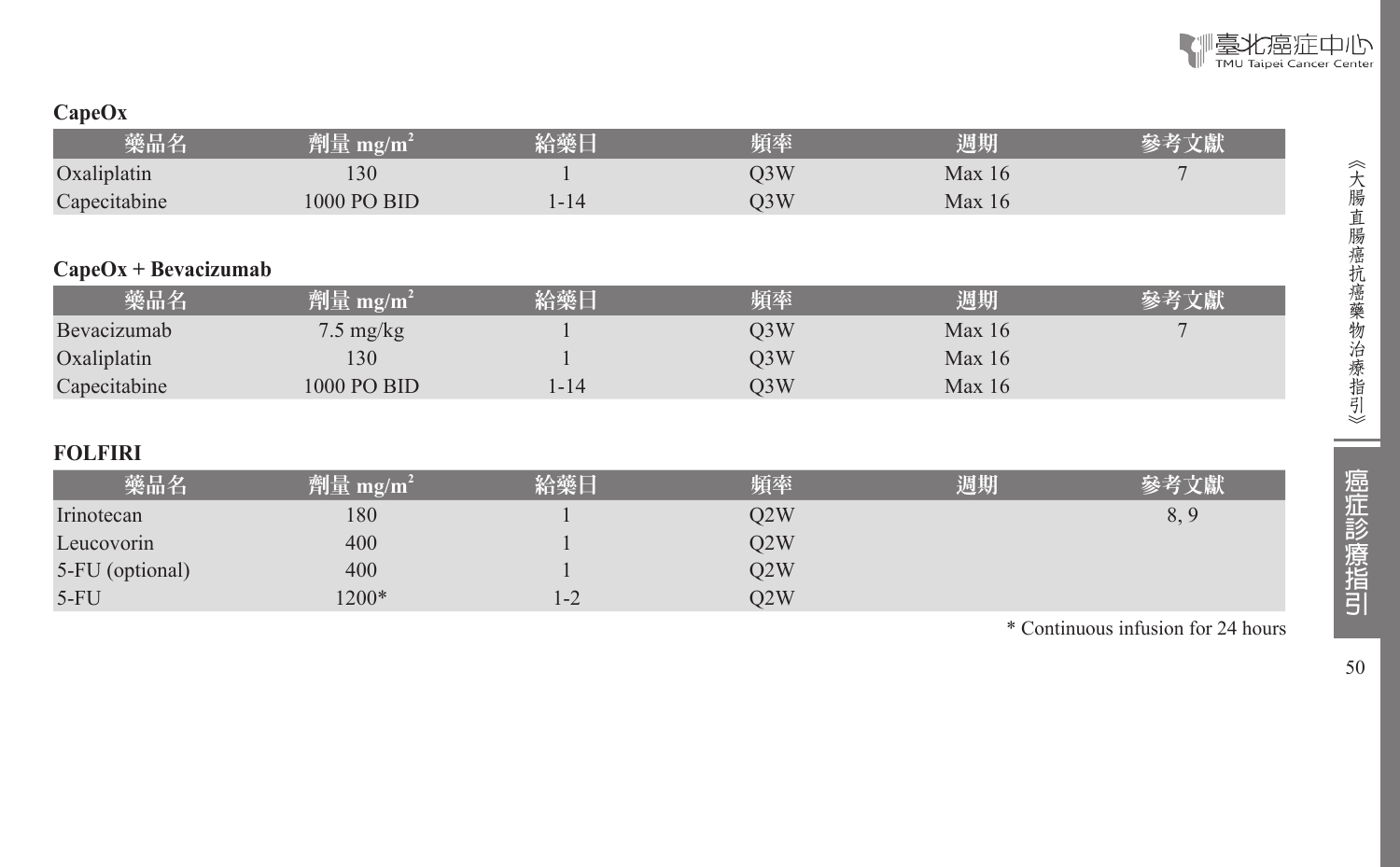**CapeOx**

| 藥品名 | 劑量 $mg/m^2$ | 給藥日 | 頻率 | 週期 | 參考文獻 |
|---|---|---|---|---|---|
| Oxaliplatin | 130 | 1 | Q3W | Max 16 | 7 |
| Capecitabine | 1000 PO BID | 1-14 | Q3W | Max 16 | |

**CapeOx + Bevacizumab**

| 藥品名 | 劑量 $mg/m^2$ | 給藥日 | 頻率 | 週期 | 參考文獻 |
|---|---|---|---|---|---|
| Bevacizumab | 7.5 mg/kg | 1 | Q3W | Max 16 | 7 |
| Oxaliplatin | 130 | 1 | Q3W | Max 16 | |
| Capecitabine | 1000 PO BID | 1-14 | Q3W | Max 16 | |

**FOLFIRI**

| 藥品名 | 劑量 $mg/m^2$ | 給藥日 | 頻率 | 週期 | 參考文獻 |
|---|---|---|---|---|---|
| Irinotecan | 180 | 1 | Q2W | | 8, 9 |
| Leucovorin | 400 | 1 | Q2W | | |
| 5-FU (optional) | 400 | 1 | Q2W | | |
| 5-FU | 1200* | 1-2 | Q2W | | |

* Continuous infusion for 24 hours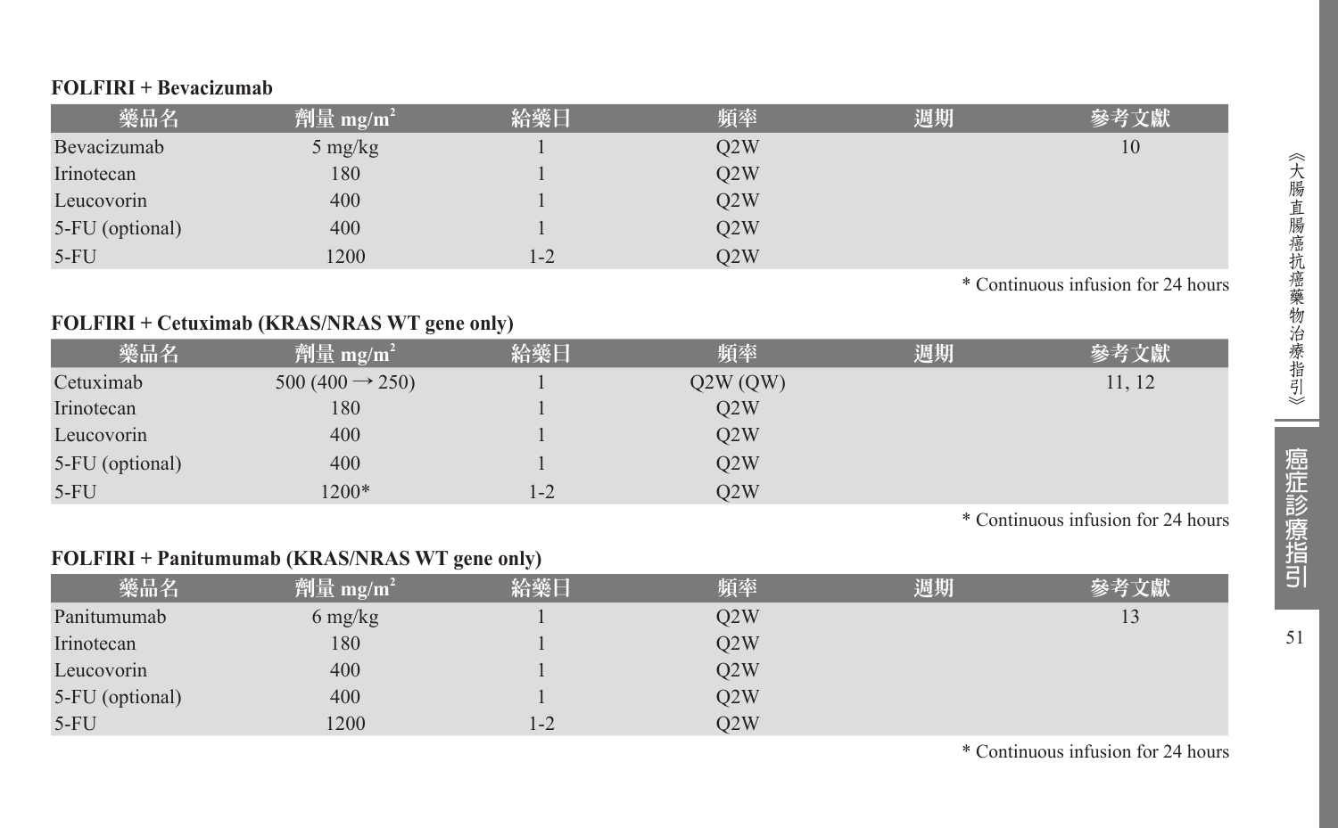**FOLFIRI + Bevacizumab**

| 藥品名 | 劑量 $mg/m^2$ | 給藥日 | 頻率 | 週期 | 參考文獻 |
|---|---|---|---|---|---|
| Bevacizumab | 5 mg/kg | 1 | Q2W | | 10 |
| Irinotecan | 180 | 1 | Q2W | | |
| Leucovorin | 400 | 1 | Q2W | | |
| 5-FU (optional) | 400 | 1 | Q2W | | |
| 5-FU | 1200 | 1-2 | Q2W | | |

* Continuous infusion for 24 hours

**FOLFIRI + Cetuximab (KRAS/NRAS WT gene only)**

| 藥品名 | 劑量 $mg/m^2$ | 給藥日 | 頻率 | 週期 | 參考文獻 |
|---|---|---|---|---|---|
| Cetuximab | 500 (400 → 250) | 1 | Q2W (QW) | | 11, 12 |
| Irinotecan | 180 | 1 | Q2W | | |
| Leucovorin | 400 | 1 | Q2W | | |
| 5-FU (optional) | 400 | 1 | Q2W | | |
| 5-FU | 1200* | 1-2 | Q2W | | |

* Continuous infusion for 24 hours

**FOLFIRI + Panitumumab (KRAS/NRAS WT gene only)**

| 藥品名 | 劑量 $mg/m^2$ | 給藥日 | 頻率 | 週期 | 參考文獻 |
|---|---|---|---|---|---|
| Panitumumab | 6 mg/kg | 1 | Q2W | | 13 |
| Irinotecan | 180 | 1 | Q2W | | |
| Leucovorin | 400 | 1 | Q2W | | |
| 5-FU (optional) | 400 | 1 | Q2W | | |
| 5-FU | 1200 | 1-2 | Q2W | | |

* Continuous infusion for 24 hours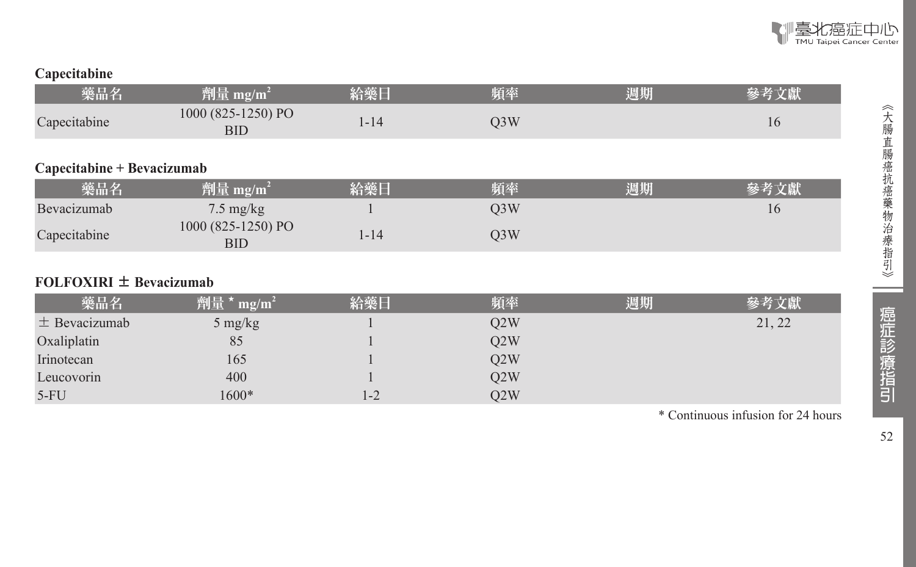**Capecitabine**

| 藥品名 | 劑量 $mg/m^2$ | 給藥日 | 頻率 | 週期 | 參考文獻 |
|---|---|---|---|---|---|
| Capecitabine | 1000 (825-1250) PO BID | 1-14 | Q3W | | 16 |

**Capecitabine + Bevacizumab**

| 藥品名 | 劑量 $mg/m^2$ | 給藥日 | 頻率 | 週期 | 參考文獻 |
|---|---|---|---|---|---|
| Bevacizumab | 7.5 mg/kg | 1 | Q3W | | 16 |
| Capecitabine | 1000 (825-1250) PO BID | 1-14 | Q3W | | |

**FOLFOXIRI ± Bevacizumab**

| 藥品名 | 劑量 * $mg/m^2$ | 給藥日 | 頻率 | 週期 | 參考文獻 |
|---|---|---|---|---|---|
| ± Bevacizumab | 5 mg/kg | 1 | Q2W | | 21, 22 |
| Oxaliplatin | 85 | 1 | Q2W | | |
| Irinotecan | 165 | 1 | Q2W | | |
| Leucovorin | 400 | 1 | Q2W | | |
| 5-FU | 1600* | 1-2 | Q2W | | |

* Continuous infusion for 24 hours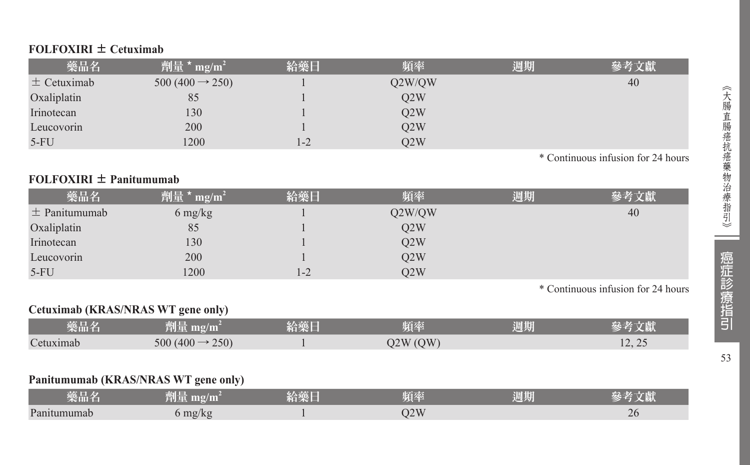### FOLFOXIRI ± Cetuximab

| 藥品名 | 劑量 * mg/m$^2$ | 給藥日 | 頻率 | 週期 | 參考文獻 |
|---|---|---|---|---|---|
| ± Cetuximab | 500 (400 → 250) | 1 | Q2W/QW | | 40 |
| Oxaliplatin | 85 | 1 | Q2W | | |
| Irinotecan | 130 | 1 | Q2W | | |
| Leucovorin | 200 | 1 | Q2W | | |
| 5-FU | 1200 | 1-2 | Q2W | | |

* Continuous infusion for 24 hours

### FOLFOXIRI ± Panitumumab

| 藥品名 | 劑量 * mg/m$^2$ | 給藥日 | 頻率 | 週期 | 參考文獻 |
|---|---|---|---|---|---|
| ± Panitumumab | 6 mg/kg | 1 | Q2W/QW | | 40 |
| Oxaliplatin | 85 | 1 | Q2W | | |
| Irinotecan | 130 | 1 | Q2W | | |
| Leucovorin | 200 | 1 | Q2W | | |
| 5-FU | 1200 | 1-2 | Q2W | | |

* Continuous infusion for 24 hours

### Cetuximab (KRAS/NRAS WT gene only)

| 藥品名 | 劑量 mg/m$^2$ | 給藥日 | 頻率 | 週期 | 參考文獻 |
|---|---|---|---|---|---|
| Cetuximab | 500 (400 → 250) | 1 | Q2W (QW) | | 12, 25 |

### Panitumumab (KRAS/NRAS WT gene only)

| 藥品名 | 劑量 mg/m$^2$ | 給藥日 | 頻率 | 週期 | 參考文獻 |
|---|---|---|---|---|---|
| Panitumumab | 6 mg/kg | 1 | Q2W | | 26 |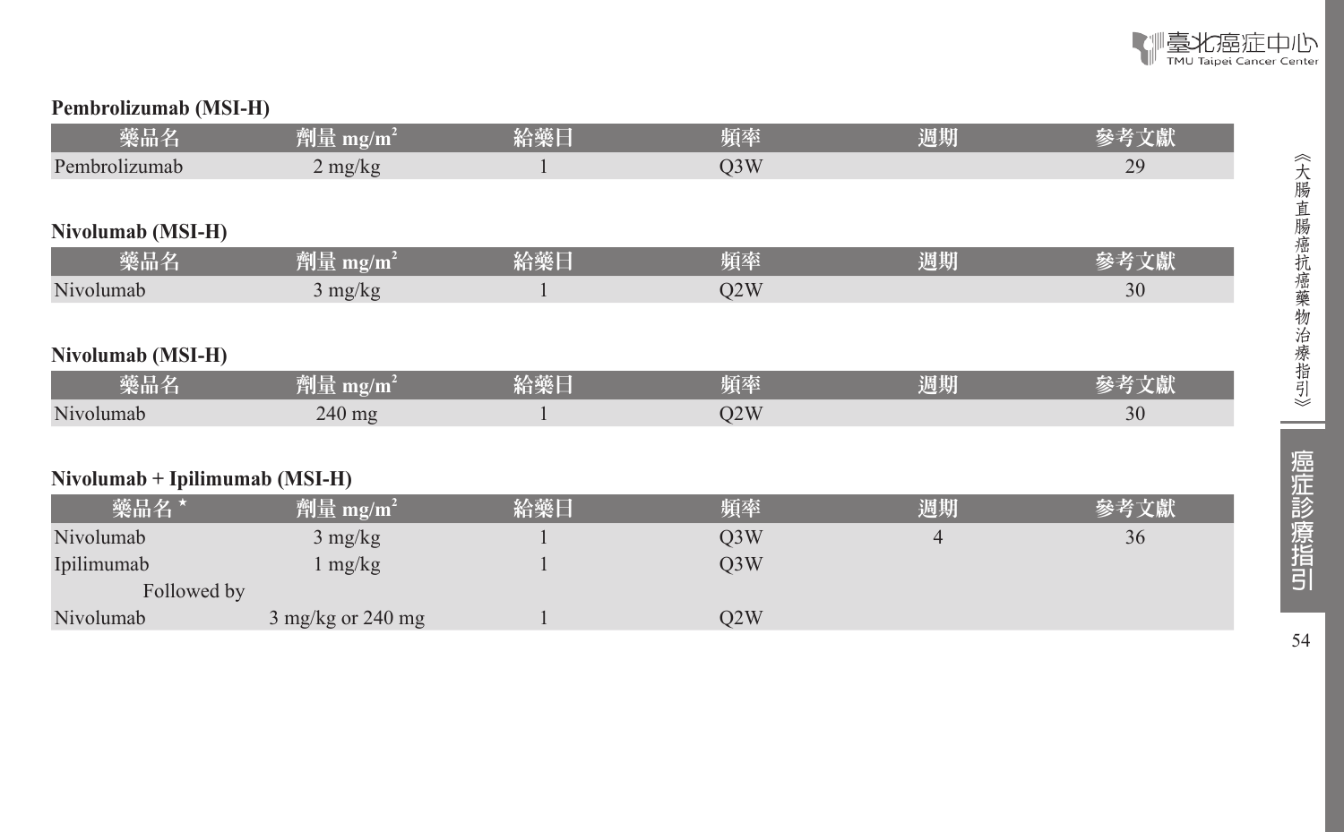**Pembrolizumab (MSI-H)**

| 藥品名 | 劑量 mg/m$^2$ | 給藥日 | 頻率 | 週期 | 參考文獻 |
|---|---|---|---|---|---|
| Pembrolizumab | 2 mg/kg | 1 | Q3W | | 29 |

**Nivolumab (MSI-H)**

| 藥品名 | 劑量 mg/m$^2$ | 給藥日 | 頻率 | 週期 | 參考文獻 |
|---|---|---|---|---|---|
| Nivolumab | 3 mg/kg | 1 | Q2W | | 30 |

**Nivolumab (MSI-H)**

| 藥品名 | 劑量 mg/m$^2$ | 給藥日 | 頻率 | 週期 | 參考文獻 |
|---|---|---|---|---|---|
| Nivolumab | 240 mg | 1 | Q2W | | 30 |

**Nivolumab + Ipilimumab (MSI-H)**

| 藥品名 * | 劑量 mg/m$^2$ | 給藥日 | 頻率 | 週期 | 參考文獻 |
|---|---|---|---|---|---|
| Nivolumab | 3 mg/kg | 1 | Q3W | 4 | 36 |
| Ipilimumab | 1 mg/kg | 1 | Q3W | | |
| Followed by | | | | | |
| Nivolumab | 3 mg/kg or 240 mg | 1 | Q2W | | |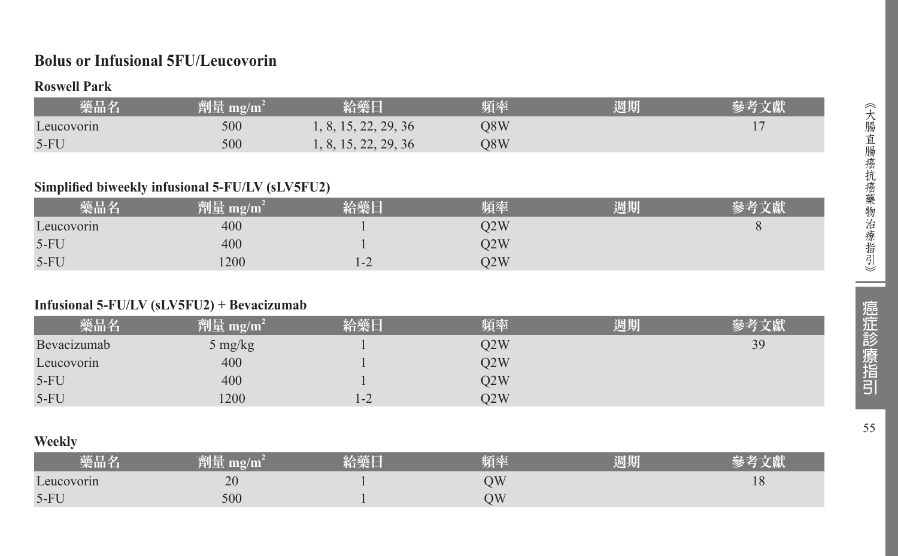## Bolus or Infusional 5FU/Leucovorin

### Roswell Park

| 藥品名 | 劑量 $mg/m^2$ | 給藥日 | 頻率 | 週期 | 參考文獻 |
|---|---|---|---|---|---|
| Leucovorin | 500 | 1, 8, 15, 22, 29, 36 | Q8W | | 17 |
| 5-FU | 500 | 1, 8, 15, 22, 29, 36 | Q8W | | |

### Simplified biweekly infusional 5-FU/LV (sLV5FU2)

| 藥品名 | 劑量 $mg/m^2$ | 給藥日 | 頻率 | 週期 | 參考文獻 |
|---|---|---|---|---|---|
| Leucovorin | 400 | 1 | Q2W | | 8 |
| 5-FU | 400 | 1 | Q2W | | |
| 5-FU | 1200 | 1-2 | Q2W | | |

### Infusional 5-FU/LV (sLV5FU2) + Bevacizumab

| 藥品名 | 劑量 $mg/m^2$ | 給藥日 | 頻率 | 週期 | 參考文獻 |
|---|---|---|---|---|---|
| Bevacizumab | 5 mg/kg | 1 | Q2W | | 39 |
| Leucovorin | 400 | 1 | Q2W | | |
| 5-FU | 400 | 1 | Q2W | | |
| 5-FU | 1200 | 1-2 | Q2W | | |

### Weekly

| 藥品名 | 劑量 $mg/m^2$ | 給藥日 | 頻率 | 週期 | 參考文獻 |
|---|---|---|---|---|---|
| Leucovorin | 20 | 1 | QW | | 18 |
| 5-FU | 500 | 1 | QW | | |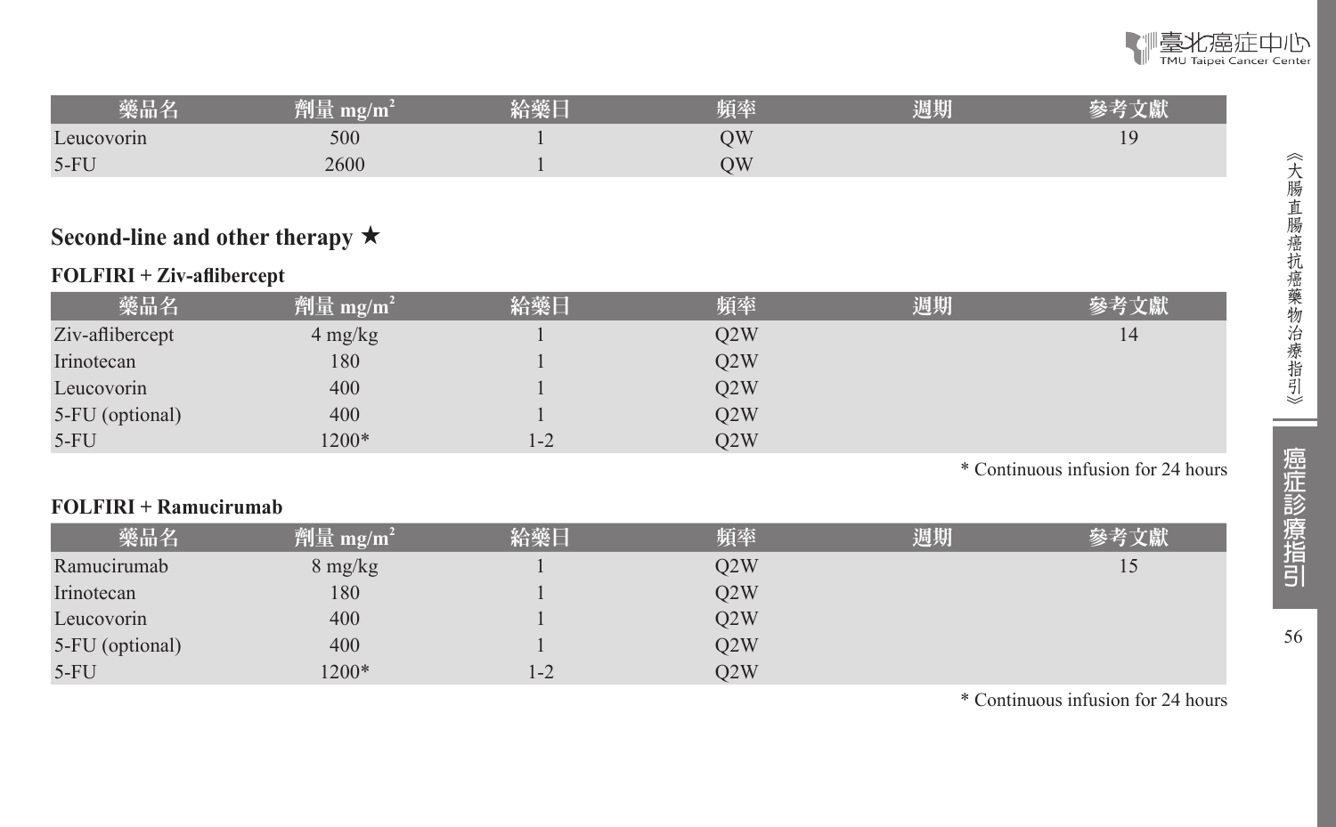| 藥品名 | 劑量 $mg/m^2$ | 給藥日 | 頻率 | 週期 | 參考文獻 |
|---|---|---|---|---|---|
| Leucovorin | 500 | 1 | QW | | 19 |
| 5-FU | 2600 | 1 | QW | | |

## Second-line and other therapy ★

### FOLFIRI + Ziv-aflibercept

| 藥品名 | 劑量 $mg/m^2$ | 給藥日 | 頻率 | 週期 | 參考文獻 |
|---|---|---|---|---|---|
| Ziv-aflibercept | 4 mg/kg | 1 | Q2W | | 14 |
| Irinotecan | 180 | 1 | Q2W | | |
| Leucovorin | 400 | 1 | Q2W | | |
| 5-FU (optional) | 400 | 1 | Q2W | | |
| 5-FU | 1200* | 1-2 | Q2W | | |

* Continuous infusion for 24 hours

### FOLFIRI + Ramucirumab

| 藥品名 | 劑量 $mg/m^2$ | 給藥日 | 頻率 | 週期 | 參考文獻 |
|---|---|---|---|---|---|
| Ramucirumab | 8 mg/kg | 1 | Q2W | | 15 |
| Irinotecan | 180 | 1 | Q2W | | |
| Leucovorin | 400 | 1 | Q2W | | |
| 5-FU (optional) | 400 | 1 | Q2W | | |
| 5-FU | 1200* | 1-2 | Q2W | | |

* Continuous infusion for 24 hours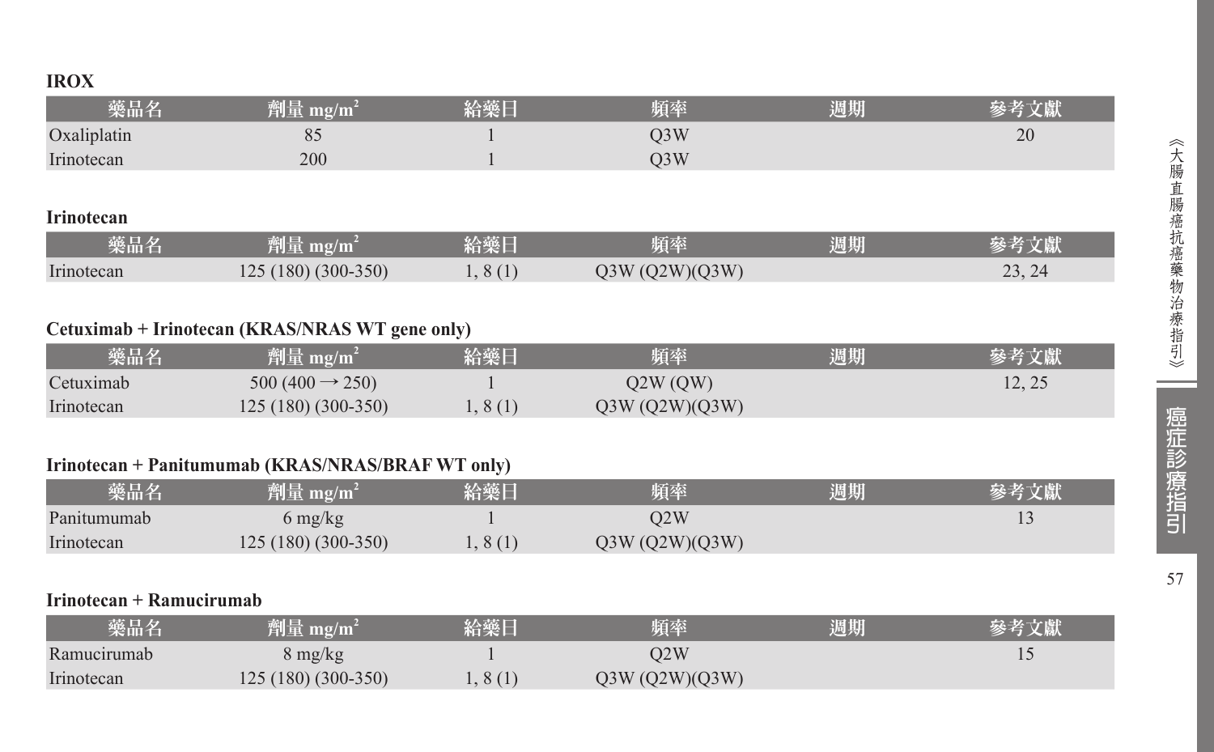**IROX**

| 藥品名 | 劑量 mg/m$^2$ | 給藥日 | 頻率 | 週期 | 參考文獻 |
|---|---|---|---|---|---|
| Oxaliplatin | 85 | 1 | Q3W | | 20 |
| Irinotecan | 200 | 1 | Q3W | | |

**Irinotecan**

| 藥品名 | 劑量 mg/m$^2$ | 給藥日 | 頻率 | 週期 | 參考文獻 |
|---|---|---|---|---|---|
| Irinotecan | 125 (180) (300-350) | 1, 8 (1) | Q3W (Q2W)(Q3W) | | 23, 24 |

**Cetuximab + Irinotecan (KRAS/NRAS WT gene only)**

| 藥品名 | 劑量 mg/m$^2$ | 給藥日 | 頻率 | 週期 | 參考文獻 |
|---|---|---|---|---|---|
| Cetuximab | 500 (400 → 250) | 1 | Q2W (QW) | | 12, 25 |
| Irinotecan | 125 (180) (300-350) | 1, 8 (1) | Q3W (Q2W)(Q3W) | | |

**Irinotecan + Panitumumab (KRAS/NRAS/BRAF WT only)**

| 藥品名 | 劑量 mg/m$^2$ | 給藥日 | 頻率 | 週期 | 參考文獻 |
|---|---|---|---|---|---|
| Panitumumab | 6 mg/kg | 1 | Q2W | | 13 |
| Irinotecan | 125 (180) (300-350) | 1, 8 (1) | Q3W (Q2W)(Q3W) | | |

**Irinotecan + Ramucirumab**

| 藥品名 | 劑量 mg/m$^2$ | 給藥日 | 頻率 | 週期 | 參考文獻 |
|---|---|---|---|---|---|
| Ramucirumab | 8 mg/kg | 1 | Q2W | | 15 |
| Irinotecan | 125 (180) (300-350) | 1, 8 (1) | Q3W (Q2W)(Q3W) | | |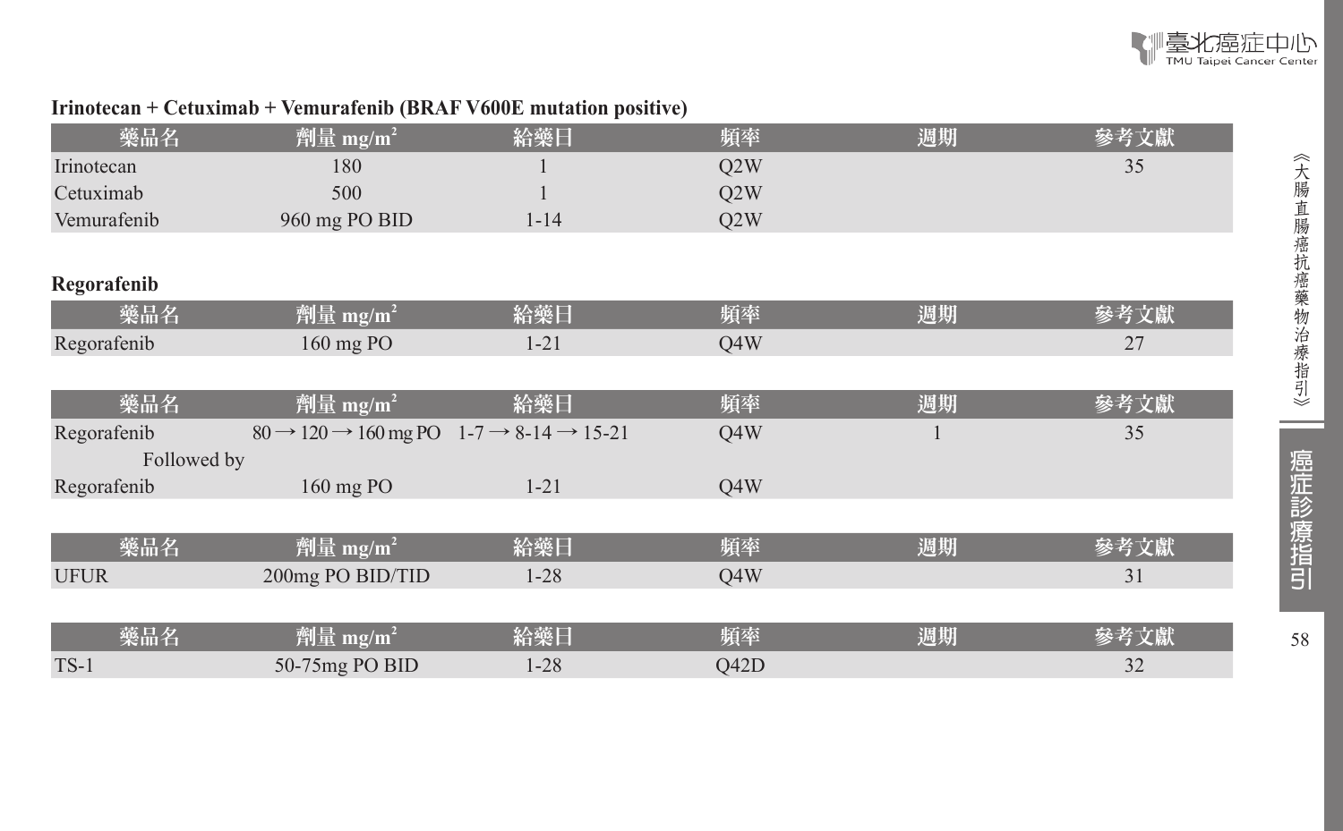**Irinotecan + Cetuximab + Vemurafenib (BRAF V600E mutation positive)**

| 藥品名 | 劑量 mg/m$^2$ | 給藥日 | 頻率 | 週期 | 參考文獻 |
|---|---|---|---|---|---|
| Irinotecan | 180 | 1 | Q2W | | 35 |
| Cetuximab | 500 | 1 | Q2W | | |
| Vemurafenib | 960 mg PO BID | 1-14 | Q2W | | |

**Regorafenib**

| 藥品名 | 劑量 mg/m$^2$ | 給藥日 | 頻率 | 週期 | 參考文獻 |
|---|---|---|---|---|---|
| Regorafenib | 160 mg PO | 1-21 | Q4W | | 27 |

| 藥品名 | 劑量 mg/m$^2$ | 給藥日 | 頻率 | 週期 | 參考文獻 |
|---|---|---|---|---|---|
| Regorafenib | 80 → 120 → 160 mg PO | 1-7 → 8-14 → 15-21 | Q4W | 1 | 35 |
| Followed by | | | | | |
| Regorafenib | 160 mg PO | 1-21 | Q4W | | |

| 藥品名 | 劑量 mg/m$^2$ | 給藥日 | 頻率 | 週期 | 參考文獻 |
|---|---|---|---|---|---|
| UFUR | 200mg PO BID/TID | 1-28 | Q4W | | 31 |

| 藥品名 | 劑量 mg/m$^2$ | 給藥日 | 頻率 | 週期 | 參考文獻 |
|---|---|---|---|---|---|
| TS-1 | 50-75mg PO BID | 1-28 | Q42D | | 32 |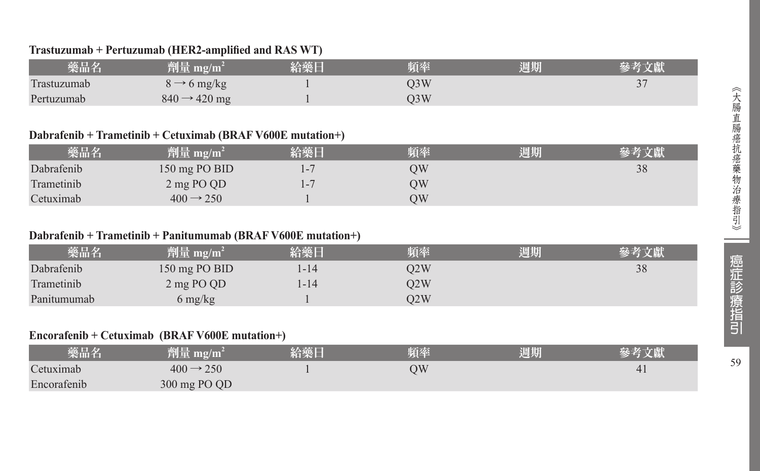**Trastuzumab + Pertuzumab (HER2-amplified and RAS WT)**

| 藥品名 | 劑量 mg/m$^2$ | 給藥日 | 頻率 | 週期 | 參考文獻 |
|---|---|---|---|---|---|
| Trastuzumab | 8 → 6 mg/kg | 1 | Q3W | | 37 |
| Pertuzumab | 840 → 420 mg | 1 | Q3W | | |

**Dabrafenib + Trametinib + Cetuximab (BRAF V600E mutation+)**

| 藥品名 | 劑量 mg/m$^2$ | 給藥日 | 頻率 | 週期 | 參考文獻 |
|---|---|---|---|---|---|
| Dabrafenib | 150 mg PO BID | 1-7 | QW | | 38 |
| Trametinib | 2 mg PO QD | 1-7 | QW | | |
| Cetuximab | 400 → 250 | 1 | QW | | |

**Dabrafenib + Trametinib + Panitumumab (BRAF V600E mutation+)**

| 藥品名 | 劑量 mg/m$^2$ | 給藥日 | 頻率 | 週期 | 參考文獻 |
|---|---|---|---|---|---|
| Dabrafenib | 150 mg PO BID | 1-14 | Q2W | | 38 |
| Trametinib | 2 mg PO QD | 1-14 | Q2W | | |
| Panitumumab | 6 mg/kg | 1 | Q2W | | |

**Encorafenib + Cetuximab  (BRAF V600E mutation+)**

| 藥品名 | 劑量 mg/m$^2$ | 給藥日 | 頻率 | 週期 | 參考文獻 |
|---|---|---|---|---|---|
| Cetuximab | 400 → 250 | 1 | QW | | 41 |
| Encorafenib | 300 mg PO QD | | | | |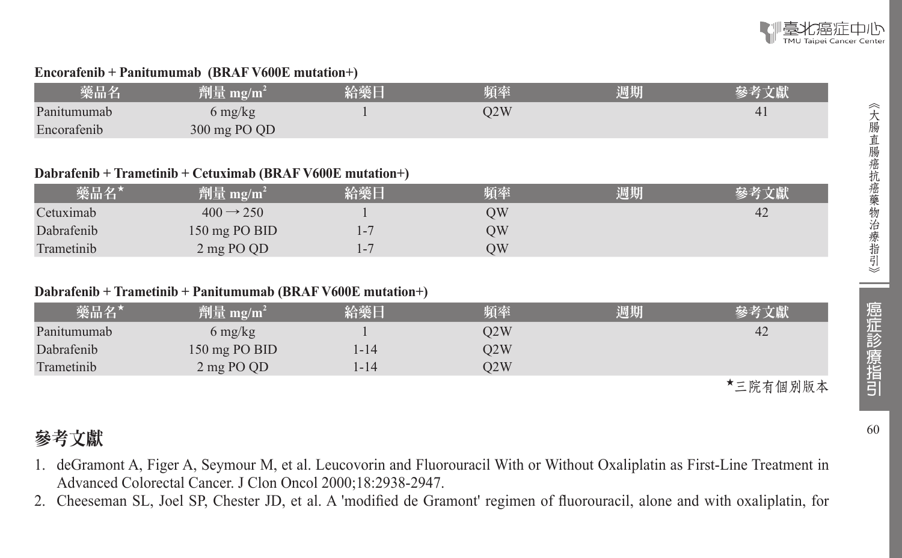**Encorafenib + Panitumumab (BRAF V600E mutation+)**

| 藥品名 | 劑量 mg/m$^2$ | 給藥日 | 頻率 | 週期 | 參考文獻 |
|---|---|---|---|---|---|
| Panitumumab | 6 mg/kg | 1 | Q2W | | 41 |
| Encorafenib | 300 mg PO QD | | | | |

**Dabrafenib + Trametinib + Cetuximab (BRAF V600E mutation+)**

| 藥品名* | 劑量 mg/m$^2$ | 給藥日 | 頻率 | 週期 | 參考文獻 |
|---|---|---|---|---|---|
| Cetuximab | 400 → 250 | 1 | QW | | 42 |
| Dabrafenib | 150 mg PO BID | 1-7 | QW | | |
| Trametinib | 2 mg PO QD | 1-7 | QW | | |

**Dabrafenib + Trametinib + Panitumumab (BRAF V600E mutation+)**

| 藥品名* | 劑量 mg/m$^2$ | 給藥日 | 頻率 | 週期 | 參考文獻 |
|---|---|---|---|---|---|
| Panitumumab | 6 mg/kg | 1 | Q2W | | 42 |
| Dabrafenib | 150 mg PO BID | 1-14 | Q2W | | |
| Trametinib | 2 mg PO QD | 1-14 | Q2W | | |

*三院有個別版本

## 參考文獻

1. deGramont A, Figer A, Seymour M, et al. Leucovorin and Fluorouracil With or Without Oxaliplatin as First-Line Treatment in Advanced Colorectal Cancer. J Clon Oncol 2000;18:2938-2947.
2. Cheeseman SL, Joel SP, Chester JD, et al. A 'modified de Gramont' regimen of fluorouracil, alone and with oxaliplatin, for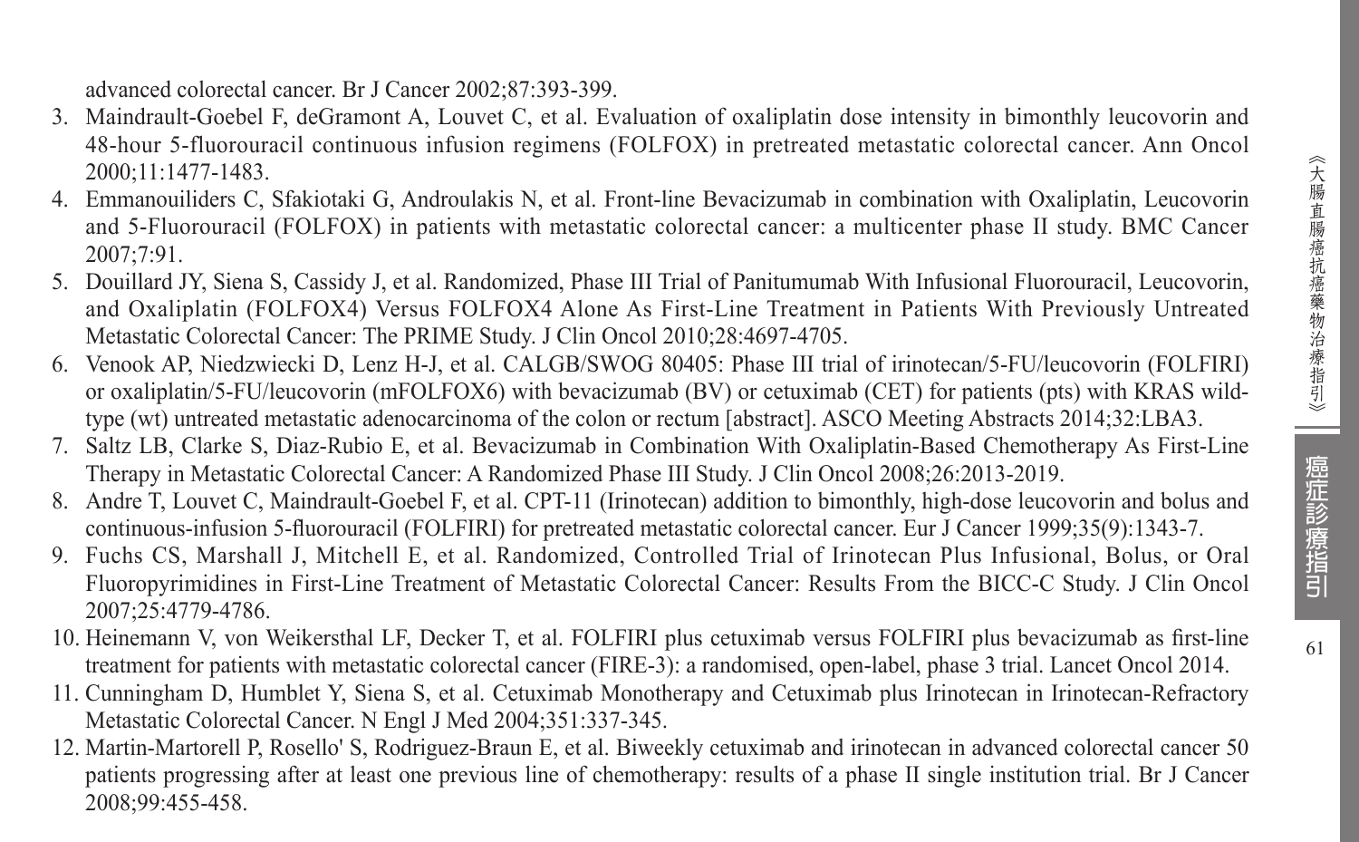advanced colorectal cancer. Br J Cancer 2002;87:393-399.

3. Maindrault-Goebel F, deGramont A, Louvet C, et al. Evaluation of oxaliplatin dose intensity in bimonthly leucovorin and 48-hour 5-fluorouracil continuous infusion regimens (FOLFOX) in pretreated metastatic colorectal cancer. Ann Oncol 2000;11:1477-1483.
4. Emmanouiliders C, Sfakiotaki G, Androulakis N, et al. Front-line Bevacizumab in combination with Oxaliplatin, Leucovorin and 5-Fluorouracil (FOLFOX) in patients with metastatic colorectal cancer: a multicenter phase II study. BMC Cancer 2007;7:91.
5. Douillard JY, Siena S, Cassidy J, et al. Randomized, Phase III Trial of Panitumumab With Infusional Fluorouracil, Leucovorin, and Oxaliplatin (FOLFOX4) Versus FOLFOX4 Alone As First-Line Treatment in Patients With Previously Untreated Metastatic Colorectal Cancer: The PRIME Study. J Clin Oncol 2010;28:4697-4705.
6. Venook AP, Niedzwiecki D, Lenz H-J, et al. CALGB/SWOG 80405: Phase III trial of irinotecan/5-FU/leucovorin (FOLFIRI) or oxaliplatin/5-FU/leucovorin (mFOLFOX6) with bevacizumab (BV) or cetuximab (CET) for patients (pts) with KRAS wild-type (wt) untreated metastatic adenocarcinoma of the colon or rectum [abstract]. ASCO Meeting Abstracts 2014;32:LBA3.
7. Saltz LB, Clarke S, Diaz-Rubio E, et al. Bevacizumab in Combination With Oxaliplatin-Based Chemotherapy As First-Line Therapy in Metastatic Colorectal Cancer: A Randomized Phase III Study. J Clin Oncol 2008;26:2013-2019.
8. Andre T, Louvet C, Maindrault-Goebel F, et al. CPT-11 (Irinotecan) addition to bimonthly, high-dose leucovorin and bolus and continuous-infusion 5-fluorouracil (FOLFIRI) for pretreated metastatic colorectal cancer. Eur J Cancer 1999;35(9):1343-7.
9. Fuchs CS, Marshall J, Mitchell E, et al. Randomized, Controlled Trial of Irinotecan Plus Infusional, Bolus, or Oral Fluoropyrimidines in First-Line Treatment of Metastatic Colorectal Cancer: Results From the BICC-C Study. J Clin Oncol 2007;25:4779-4786.
10. Heinemann V, von Weikersthal LF, Decker T, et al. FOLFIRI plus cetuximab versus FOLFIRI plus bevacizumab as first-line treatment for patients with metastatic colorectal cancer (FIRE-3): a randomised, open-label, phase 3 trial. Lancet Oncol 2014.
11. Cunningham D, Humblet Y, Siena S, et al. Cetuximab Monotherapy and Cetuximab plus Irinotecan in Irinotecan-Refractory Metastatic Colorectal Cancer. N Engl J Med 2004;351:337-345.
12. Martin-Martorell P, Rosello' S, Rodriguez-Braun E, et al. Biweekly cetuximab and irinotecan in advanced colorectal cancer 50 patients progressing after at least one previous line of chemotherapy: results of a phase II single institution trial. Br J Cancer 2008;99:455-458.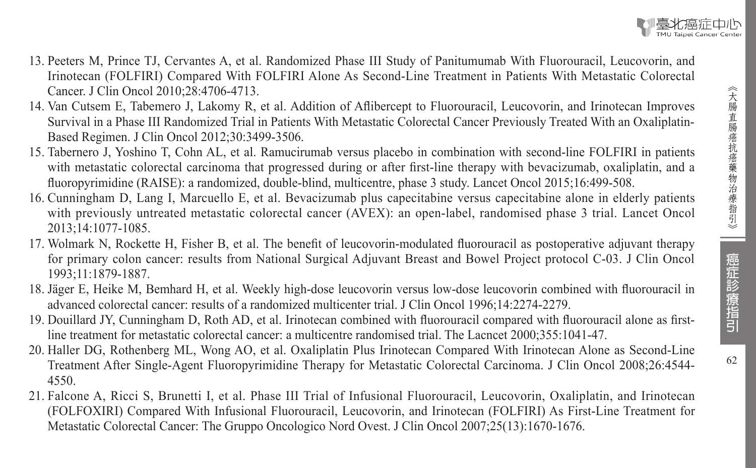13. Peeters M, Prince TJ, Cervantes A, et al. Randomized Phase III Study of Panitumumab With Fluorouracil, Leucovorin, and Irinotecan (FOLFIRI) Compared With FOLFIRI Alone As Second-Line Treatment in Patients With Metastatic Colorectal Cancer. J Clin Oncol 2010;28:4706-4713.
14. Van Cutsem E, Tabemero J, Lakomy R, et al. Addition of Aflibercept to Fluorouracil, Leucovorin, and Irinotecan Improves Survival in a Phase III Randomized Trial in Patients With Metastatic Colorectal Cancer Previously Treated With an Oxaliplatin-Based Regimen. J Clin Oncol 2012;30:3499-3506.
15. Tabernero J, Yoshino T, Cohn AL, et al. Ramucirumab versus placebo in combination with second-line FOLFIRI in patients with metastatic colorectal carcinoma that progressed during or after first-line therapy with bevacizumab, oxaliplatin, and a fluoropyrimidine (RAISE): a randomized, double-blind, multicentre, phase 3 study. Lancet Oncol 2015;16:499-508.
16. Cunningham D, Lang I, Marcuello E, et al. Bevacizumab plus capecitabine versus capecitabine alone in elderly patients with previously untreated metastatic colorectal cancer (AVEX): an open-label, randomised phase 3 trial. Lancet Oncol 2013;14:1077-1085.
17. Wolmark N, Rockette H, Fisher B, et al. The benefit of leucovorin-modulated fluorouracil as postoperative adjuvant therapy for primary colon cancer: results from National Surgical Adjuvant Breast and Bowel Project protocol C-03. J Clin Oncol 1993;11:1879-1887.
18. Jäger E, Heike M, Bemhard H, et al. Weekly high-dose leucovorin versus low-dose leucovorin combined with fluorouracil in advanced colorectal cancer: results of a randomized multicenter trial. J Clin Oncol 1996;14:2274-2279.
19. Douillard JY, Cunningham D, Roth AD, et al. Irinotecan combined with fluorouracil compared with fluorouracil alone as first-line treatment for metastatic colorectal cancer: a multicentre randomised trial. The Lacncet 2000;355:1041-47.
20. Haller DG, Rothenberg ML, Wong AO, et al. Oxaliplatin Plus Irinotecan Compared With Irinotecan Alone as Second-Line Treatment After Single-Agent Fluoropyrimidine Therapy for Metastatic Colorectal Carcinoma. J Clin Oncol 2008;26:4544-4550.
21. Falcone A, Ricci S, Brunetti I, et al. Phase III Trial of Infusional Fluorouracil, Leucovorin, Oxaliplatin, and Irinotecan (FOLFOXIRI) Compared With Infusional Fluorouracil, Leucovorin, and Irinotecan (FOLFIRI) As First-Line Treatment for Metastatic Colorectal Cancer: The Gruppo Oncologico Nord Ovest. J Clin Oncol 2007;25(13):1670-1676.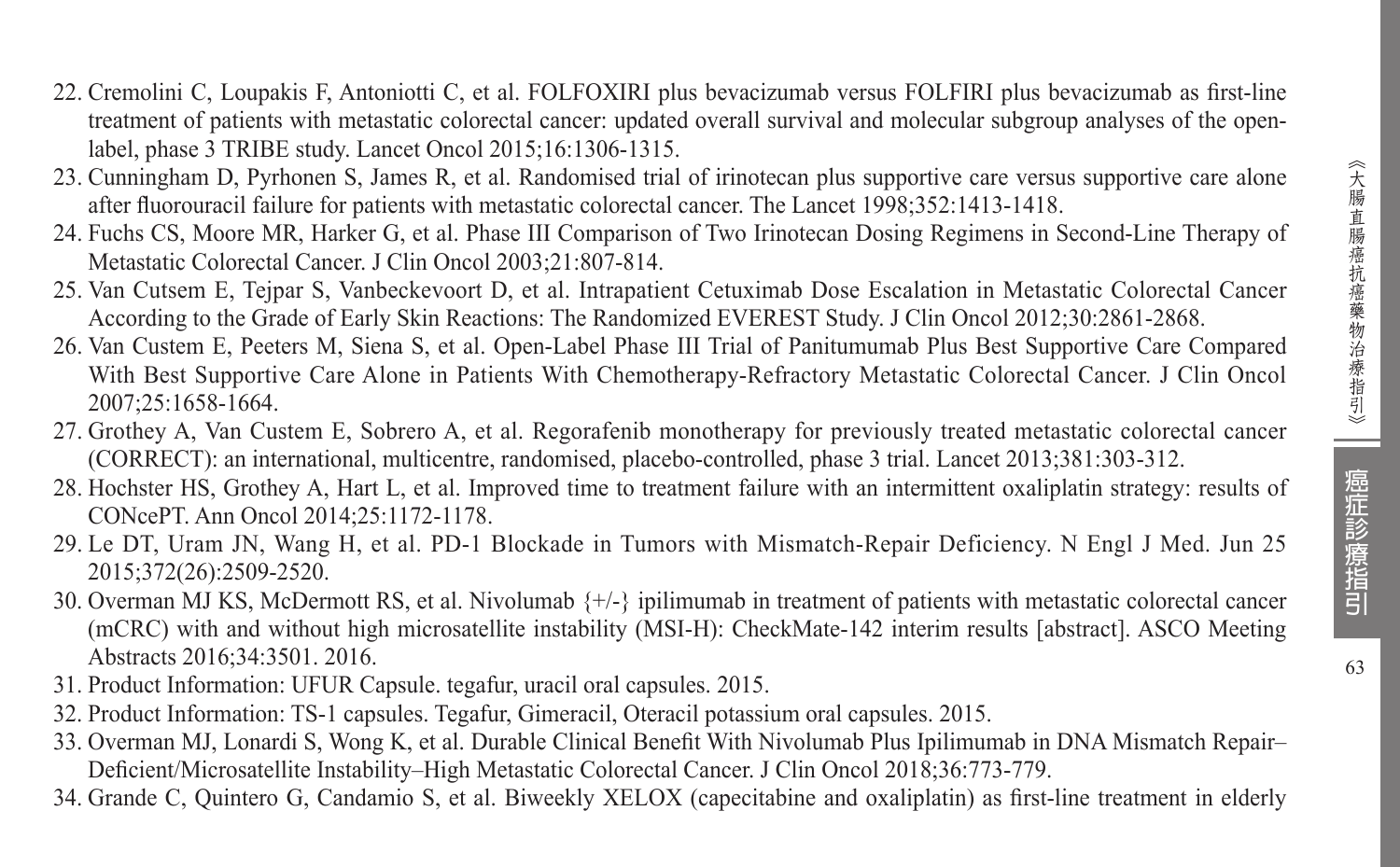22. Cremolini C, Loupakis F, Antoniotti C, et al. FOLFOXIRI plus bevacizumab versus FOLFIRI plus bevacizumab as first-line treatment of patients with metastatic colorectal cancer: updated overall survival and molecular subgroup analyses of the open-label, phase 3 TRIBE study. Lancet Oncol 2015;16:1306-1315.
23. Cunningham D, Pyrhonen S, James R, et al. Randomised trial of irinotecan plus supportive care versus supportive care alone after fluorouracil failure for patients with metastatic colorectal cancer. The Lancet 1998;352:1413-1418.
24. Fuchs CS, Moore MR, Harker G, et al. Phase III Comparison of Two Irinotecan Dosing Regimens in Second-Line Therapy of Metastatic Colorectal Cancer. J Clin Oncol 2003;21:807-814.
25. Van Cutsem E, Tejpar S, Vanbeckevoort D, et al. Intrapatient Cetuximab Dose Escalation in Metastatic Colorectal Cancer According to the Grade of Early Skin Reactions: The Randomized EVEREST Study. J Clin Oncol 2012;30:2861-2868.
26. Van Custem E, Peeters M, Siena S, et al. Open-Label Phase III Trial of Panitumumab Plus Best Supportive Care Compared With Best Supportive Care Alone in Patients With Chemotherapy-Refractory Metastatic Colorectal Cancer. J Clin Oncol 2007;25:1658-1664.
27. Grothey A, Van Custem E, Sobrero A, et al. Regorafenib monotherapy for previously treated metastatic colorectal cancer (CORRECT): an international, multicentre, randomised, placebo-controlled, phase 3 trial. Lancet 2013;381:303-312.
28. Hochster HS, Grothey A, Hart L, et al. Improved time to treatment failure with an intermittent oxaliplatin strategy: results of CONcePT. Ann Oncol 2014;25:1172-1178.
29. Le DT, Uram JN, Wang H, et al. PD-1 Blockade in Tumors with Mismatch-Repair Deficiency. N Engl J Med. Jun 25 2015;372(26):2509-2520.
30. Overman MJ KS, McDermott RS, et al. Nivolumab {+/-} ipilimumab in treatment of patients with metastatic colorectal cancer (mCRC) with and without high microsatellite instability (MSI-H): CheckMate-142 interim results [abstract]. ASCO Meeting Abstracts 2016;34:3501. 2016.
31. Product Information: UFUR Capsule. tegafur, uracil oral capsules. 2015.
32. Product Information: TS-1 capsules. Tegafur, Gimeracil, Oteracil potassium oral capsules. 2015.
33. Overman MJ, Lonardi S, Wong K, et al. Durable Clinical Benefit With Nivolumab Plus Ipilimumab in DNA Mismatch Repair–Deficient/Microsatellite Instability–High Metastatic Colorectal Cancer. J Clin Oncol 2018;36:773-779.
34. Grande C, Quintero G, Candamio S, et al. Biweekly XELOX (capecitabine and oxaliplatin) as first-line treatment in elderly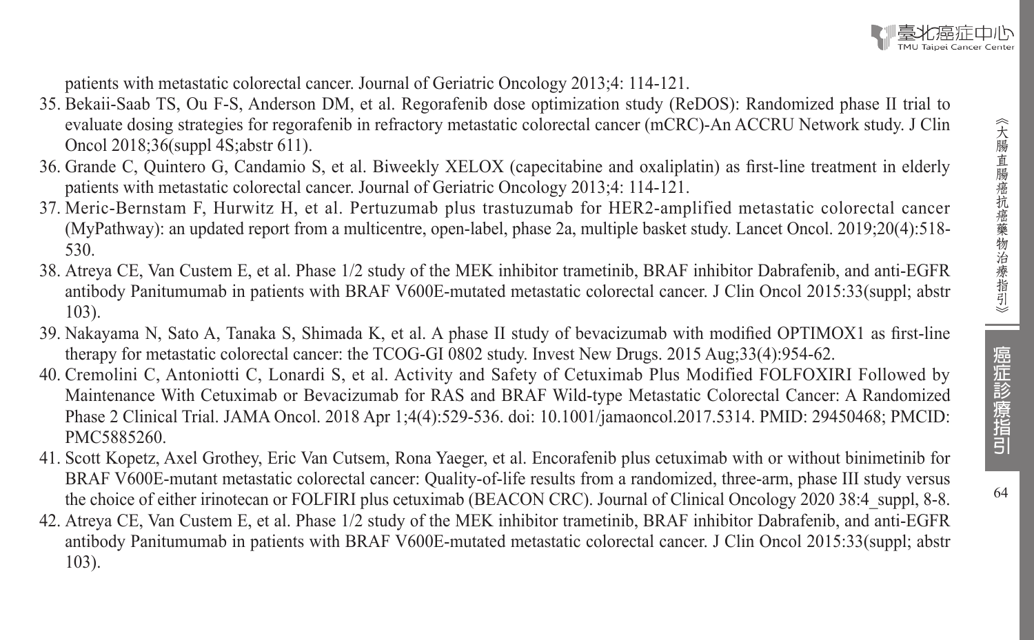patients with metastatic colorectal cancer. Journal of Geriatric Oncology 2013;4: 114-121.

35. Bekaii-Saab TS, Ou F-S, Anderson DM, et al. Regorafenib dose optimization study (ReDOS): Randomized phase II trial to evaluate dosing strategies for regorafenib in refractory metastatic colorectal cancer (mCRC)-An ACCRU Network study. J Clin Oncol 2018;36(suppl 4S;abstr 611).
36. Grande C, Quintero G, Candamio S, et al. Biweekly XELOX (capecitabine and oxaliplatin) as first-line treatment in elderly patients with metastatic colorectal cancer. Journal of Geriatric Oncology 2013;4: 114-121.
37. Meric-Bernstam F, Hurwitz H, et al. Pertuzumab plus trastuzumab for HER2-amplified metastatic colorectal cancer (MyPathway): an updated report from a multicentre, open-label, phase 2a, multiple basket study. Lancet Oncol. 2019;20(4):518-530.
38. Atreya CE, Van Custem E, et al. Phase 1/2 study of the MEK inhibitor trametinib, BRAF inhibitor Dabrafenib, and anti-EGFR antibody Panitumumab in patients with BRAF V600E-mutated metastatic colorectal cancer. J Clin Oncol 2015:33(suppl; abstr 103).
39. Nakayama N, Sato A, Tanaka S, Shimada K, et al. A phase II study of bevacizumab with modified OPTIMOX1 as first-line therapy for metastatic colorectal cancer: the TCOG-GI 0802 study. Invest New Drugs. 2015 Aug;33(4):954-62.
40. Cremolini C, Antoniotti C, Lonardi S, et al. Activity and Safety of Cetuximab Plus Modified FOLFOXIRI Followed by Maintenance With Cetuximab or Bevacizumab for RAS and BRAF Wild-type Metastatic Colorectal Cancer: A Randomized Phase 2 Clinical Trial. JAMA Oncol. 2018 Apr 1;4(4):529-536. doi: 10.1001/jamaoncol.2017.5314. PMID: 29450468; PMCID: PMC5885260.
41. Scott Kopetz, Axel Grothey, Eric Van Cutsem, Rona Yaeger, et al. Encorafenib plus cetuximab with or without binimetinib for BRAF V600E-mutant metastatic colorectal cancer: Quality-of-life results from a randomized, three-arm, phase III study versus the choice of either irinotecan or FOLFIRI plus cetuximab (BEACON CRC). Journal of Clinical Oncology 2020 38:4_suppl, 8-8.
42. Atreya CE, Van Custem E, et al. Phase 1/2 study of the MEK inhibitor trametinib, BRAF inhibitor Dabrafenib, and anti-EGFR antibody Panitumumab in patients with BRAF V600E-mutated metastatic colorectal cancer. J Clin Oncol 2015:33(suppl; abstr 103).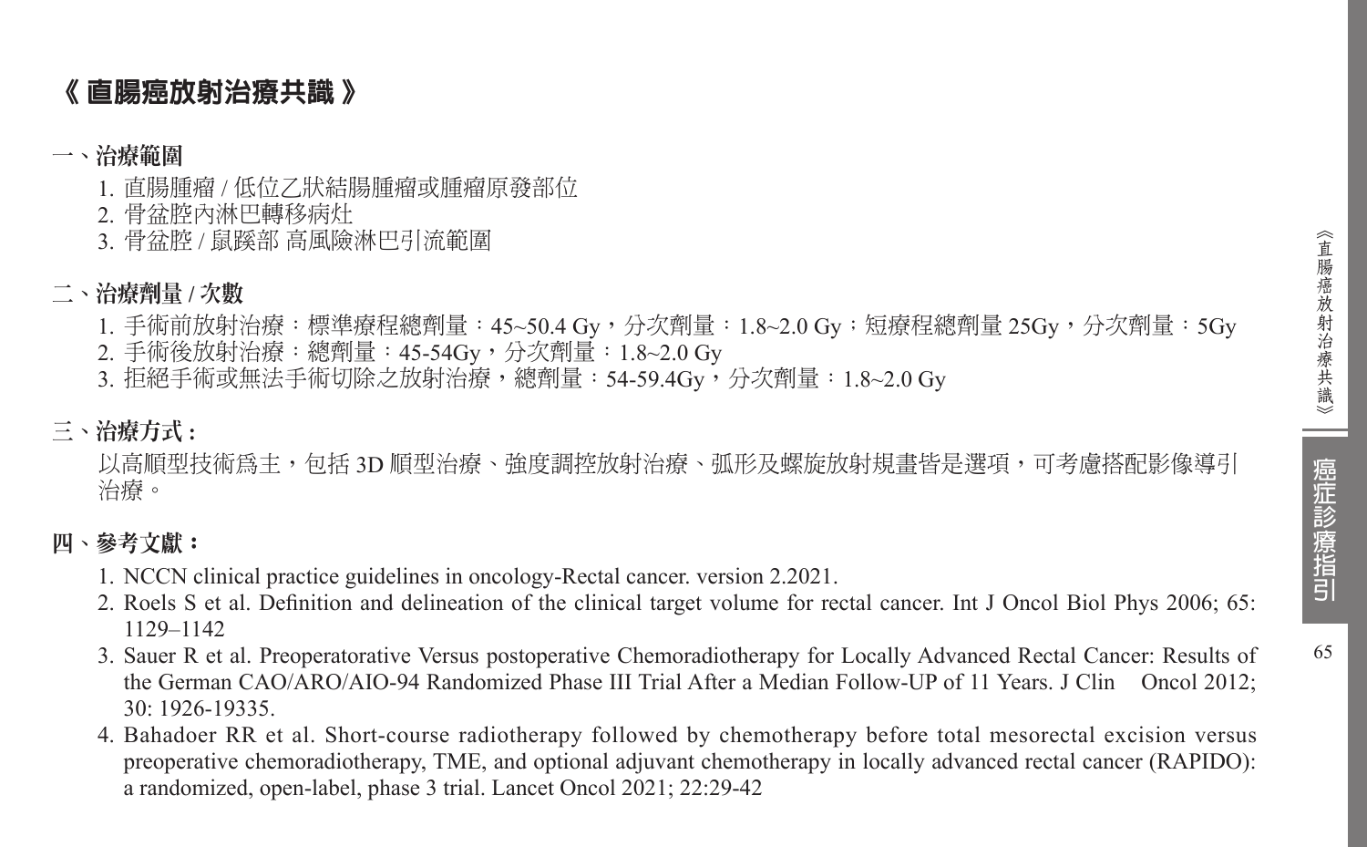# 《直腸癌放射治療共識》

## 一、治療範圍

1. 直腸腫瘤 / 低位乙狀結腸腫瘤或腫瘤原發部位
2. 骨盆腔內淋巴轉移病灶
3. 骨盆腔 / 鼠蹊部 高風險淋巴引流範圍

## 二、治療劑量 / 次數

1. 手術前放射治療：標準療程總劑量：45~50.4 Gy，分次劑量：1.8~2.0 Gy；短療程總劑量 25Gy，分次劑量：5Gy
2. 手術後放射治療：總劑量：45-54Gy，分次劑量：1.8~2.0 Gy
3. 拒絕手術或無法手術切除之放射治療，總劑量：54-59.4Gy，分次劑量：1.8~2.0 Gy

## 三、治療方式 :

以高順型技術爲主，包括 3D 順型治療、強度調控放射治療、弧形及螺旋放射規畫皆是選項，可考慮搭配影像導引治療。

## 四、參考文獻：

1. NCCN clinical practice guidelines in oncology-Rectal cancer. version 2.2021.
2. Roels S et al. Definition and delineation of the clinical target volume for rectal cancer. Int J Oncol Biol Phys 2006; 65: 1129–1142
3. Sauer R et al. Preoperatorative Versus postoperative Chemoradiotherapy for Locally Advanced Rectal Cancer: Results of the German CAO/ARO/AIO-94 Randomized Phase III Trial After a Median Follow-UP of 11 Years. J Clin Oncol 2012; 30: 1926-19335.
4. Bahadoer RR et al. Short-course radiotherapy followed by chemotherapy before total mesorectal excision versus preoperative chemoradiotherapy, TME, and optional adjuvant chemotherapy in locally advanced rectal cancer (RAPIDO): a randomized, open-label, phase 3 trial. Lancet Oncol 2021; 22:29-42